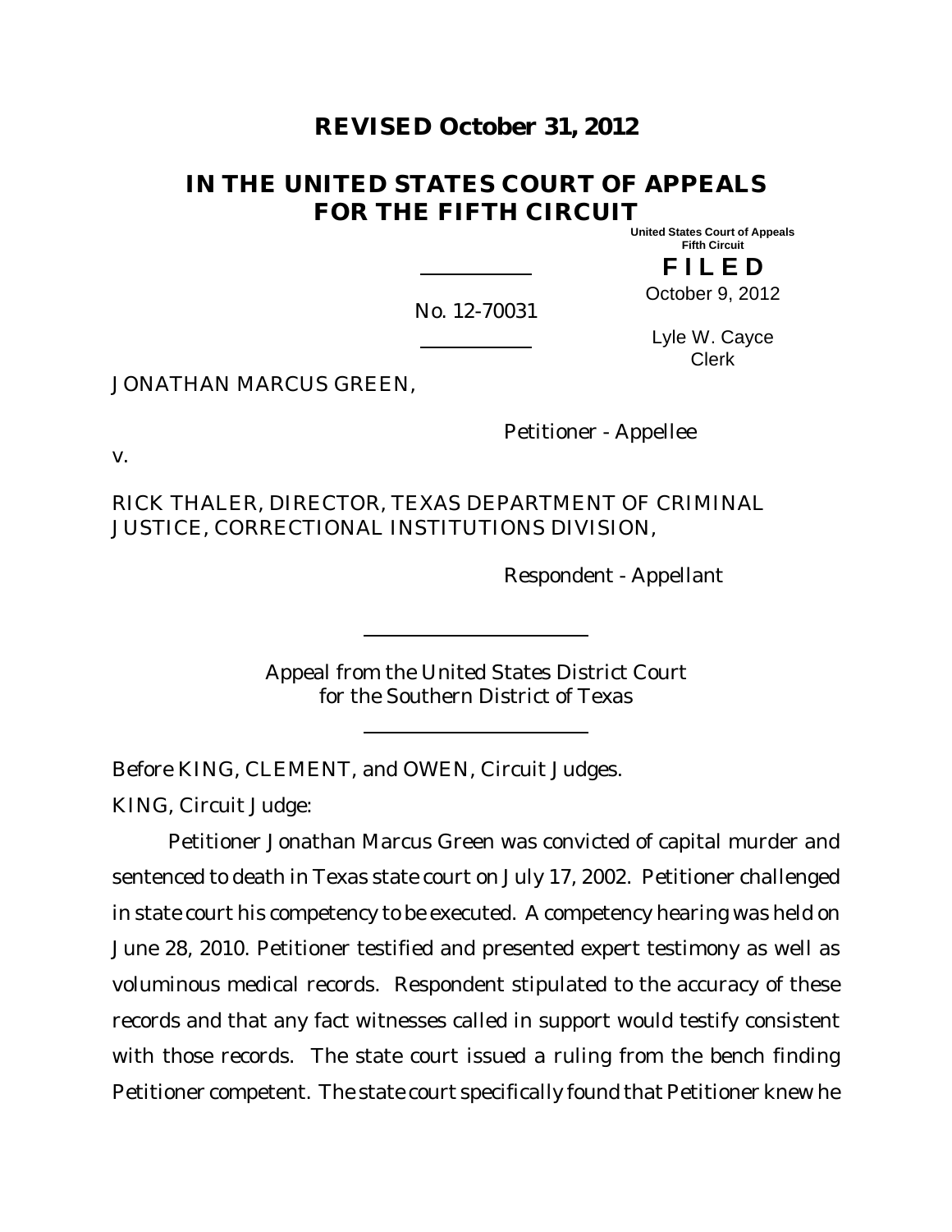**REVISED October 31, 2012**

# IN THE UNITED STATES COURT OF APPEALS FOR THE FIFTH CIRCUIT

United States Court of Appeals
Fifth Circuit

**F I L E D**

October 9, 2012

Lyle W. Cayce
Clerk

No. 12-70031

JONATHAN MARCUS GREEN,

Petitioner - Appellee

v.

RICK THALER, DIRECTOR, TEXAS DEPARTMENT OF CRIMINAL JUSTICE, CORRECTIONAL INSTITUTIONS DIVISION,

Respondent - Appellant

Appeal from the United States District Court for the Southern District of Texas

Before KING, CLEMENT, and OWEN, Circuit Judges.

KING, Circuit Judge:

Petitioner Jonathan Marcus Green was convicted of capital murder and sentenced to death in Texas state court on July 17, 2002. Petitioner challenged in state court his competency to be executed. A competency hearing was held on June 28, 2010. Petitioner testified and presented expert testimony as well as voluminous medical records. Respondent stipulated to the accuracy of these records and that any fact witnesses called in support would testify consistent with those records. The state court issued a ruling from the bench finding Petitioner competent. The state court specifically found that Petitioner knew he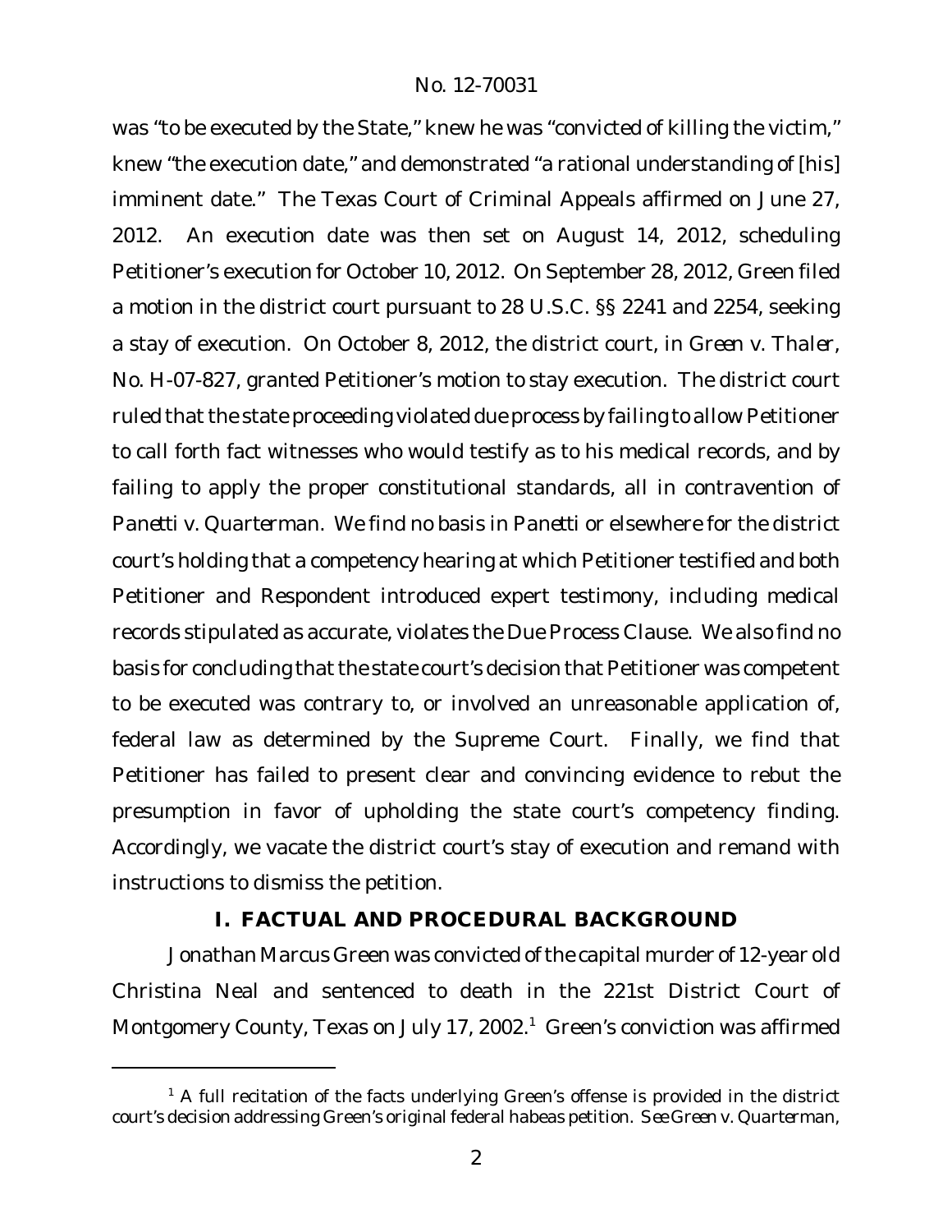was "to be executed by the State," knew he was "convicted of killing the victim," knew "the execution date," and demonstrated "a rational understanding of [his] imminent date." The Texas Court of Criminal Appeals affirmed on June 27, 2012. An execution date was then set on August 14, 2012, scheduling Petitioner's execution for October 10, 2012. On September 28, 2012, Green filed a motion in the district court pursuant to 28 U.S.C. §§ 2241 and 2254, seeking a stay of execution. On October 8, 2012, the district court, in *Green v. Thaler*, No. H-07-827, granted Petitioner's motion to stay execution. The district court ruled that the state proceeding violated due process by failing to allow Petitioner to call forth fact witnesses who would testify as to his medical records, and by failing to apply the proper constitutional standards, all in contravention of *Panetti v. Quarterman*. We find no basis in *Panetti* or elsewhere for the district court's holding that a competency hearing at which Petitioner testified and both Petitioner and Respondent introduced expert testimony, including medical records stipulated as accurate, violates the Due Process Clause. We also find no basis for concluding that the state court's decision that Petitioner was competent to be executed was contrary to, or involved an unreasonable application of, federal law as determined by the Supreme Court. Finally, we find that Petitioner has failed to present clear and convincing evidence to rebut the presumption in favor of upholding the state court's competency finding. Accordingly, we vacate the district court's stay of execution and remand with instructions to dismiss the petition.

## I. FACTUAL AND PROCEDURAL BACKGROUND

Jonathan Marcus Green was convicted of the capital murder of 12-year old Christina Neal and sentenced to death in the 221st District Court of Montgomery County, Texas on July 17, 2002.[1] Green's conviction was affirmed

[1] A full recitation of the facts underlying Green's offense is provided in the district court's decision addressing Green's original federal habeas petition. *See Green v. Quarterman*,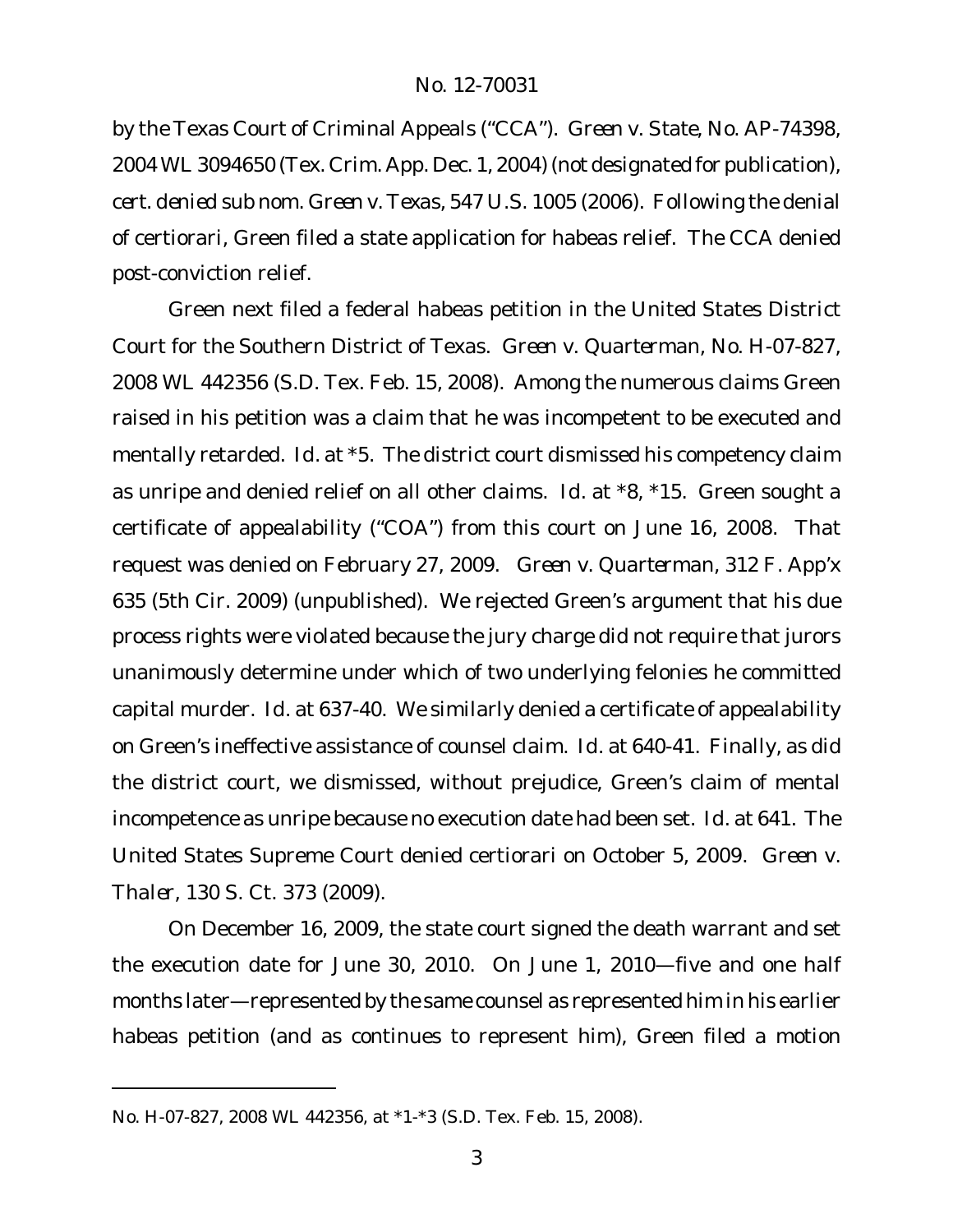by the Texas Court of Criminal Appeals ("CCA"). *Green v. State*, No. AP-74398, 2004 WL 3094650 (Tex. Crim. App. Dec. 1, 2004) (not designated for publication), *cert. denied sub nom. Green v. Texas*, 547 U.S. 1005 (2006). Following the denial of certiorari, Green filed a state application for habeas relief. The CCA denied post-conviction relief.

Green next filed a federal habeas petition in the United States District Court for the Southern District of Texas. *Green v. Quarterman*, No. H-07-827, 2008 WL 442356 (S.D. Tex. Feb. 15, 2008). Among the numerous claims Green raised in his petition was a claim that he was incompetent to be executed and mentally retarded. *Id.* at \*5. The district court dismissed his competency claim as unripe and denied relief on all other claims. *Id.* at \*8, \*15. Green sought a certificate of appealability ("COA") from this court on June 16, 2008. That request was denied on February 27, 2009. *Green v. Quarterman*, 312 F. App'x 635 (5th Cir. 2009) (unpublished). We rejected Green's argument that his due process rights were violated because the jury charge did not require that jurors unanimously determine under which of two underlying felonies he committed capital murder. *Id.* at 637-40. We similarly denied a certificate of appealability on Green's ineffective assistance of counsel claim. *Id.* at 640-41. Finally, as did the district court, we dismissed, without prejudice, Green's claim of mental incompetence as unripe because no execution date had been set. *Id.* at 641. The United States Supreme Court denied certiorari on October 5, 2009. *Green v. Thaler*, 130 S. Ct. 373 (2009).

On December 16, 2009, the state court signed the death warrant and set the execution date for June 30, 2010. On June 1, 2010—five and one half months later—represented by the same counsel as represented him in his earlier habeas petition (and as continues to represent him), Green filed a motion

---

No. H-07-827, 2008 WL 442356, at \*1-\*3 (S.D. Tex. Feb. 15, 2008).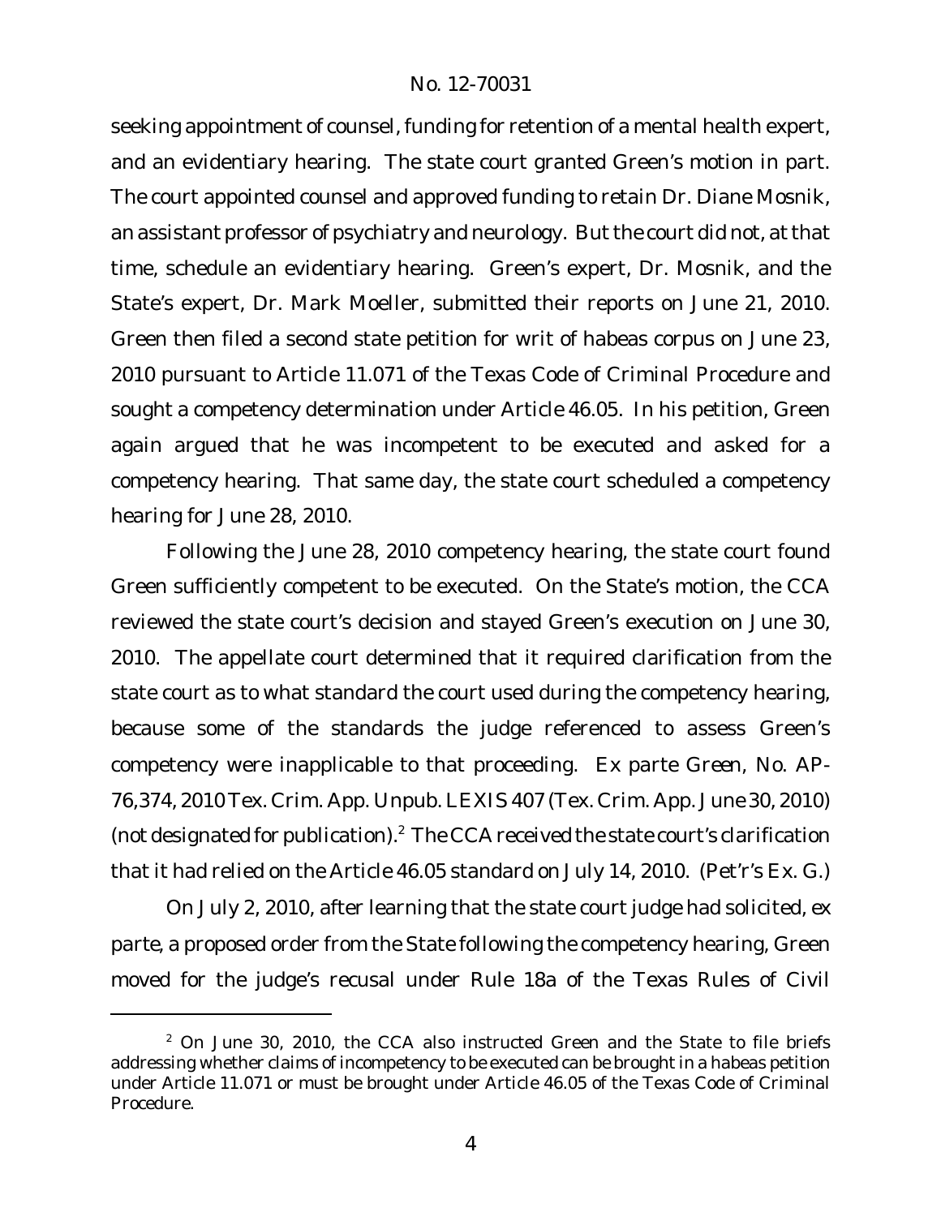seeking appointment of counsel, funding for retention of a mental health expert, and an evidentiary hearing. The state court granted Green's motion in part. The court appointed counsel and approved funding to retain Dr. Diane Mosnik, an assistant professor of psychiatry and neurology. But the court did not, at that time, schedule an evidentiary hearing. Green's expert, Dr. Mosnik, and the State's expert, Dr. Mark Moeller, submitted their reports on June 21, 2010. Green then filed a second state petition for writ of habeas corpus on June 23, 2010 pursuant to Article 11.071 of the Texas Code of Criminal Procedure and sought a competency determination under Article 46.05. In his petition, Green again argued that he was incompetent to be executed and asked for a competency hearing. That same day, the state court scheduled a competency hearing for June 28, 2010.

Following the June 28, 2010 competency hearing, the state court found Green sufficiently competent to be executed. On the State's motion, the CCA reviewed the state court's decision and stayed Green's execution on June 30, 2010. The appellate court determined that it required clarification from the state court as to what standard the court used during the competency hearing, because some of the standards the judge referenced to assess Green's competency were inapplicable to that proceeding. *Ex parte Green*, No. AP-76,374, 2010 Tex. Crim. App. Unpub. LEXIS 407 (Tex. Crim. App. June 30, 2010) (not designated for publication).[2] The CCA received the state court's clarification that it had relied on the Article 46.05 standard on July 14, 2010. (Pet'r's Ex. G.)

On July 2, 2010, after learning that the state court judge had solicited, ex parte, a proposed order from the State following the competency hearing, Green moved for the judge's recusal under Rule 18a of the Texas Rules of Civil

[2] On June 30, 2010, the CCA also instructed Green and the State to file briefs addressing whether claims of incompetency to be executed can be brought in a habeas petition under Article 11.071 or must be brought under Article 46.05 of the Texas Code of Criminal Procedure.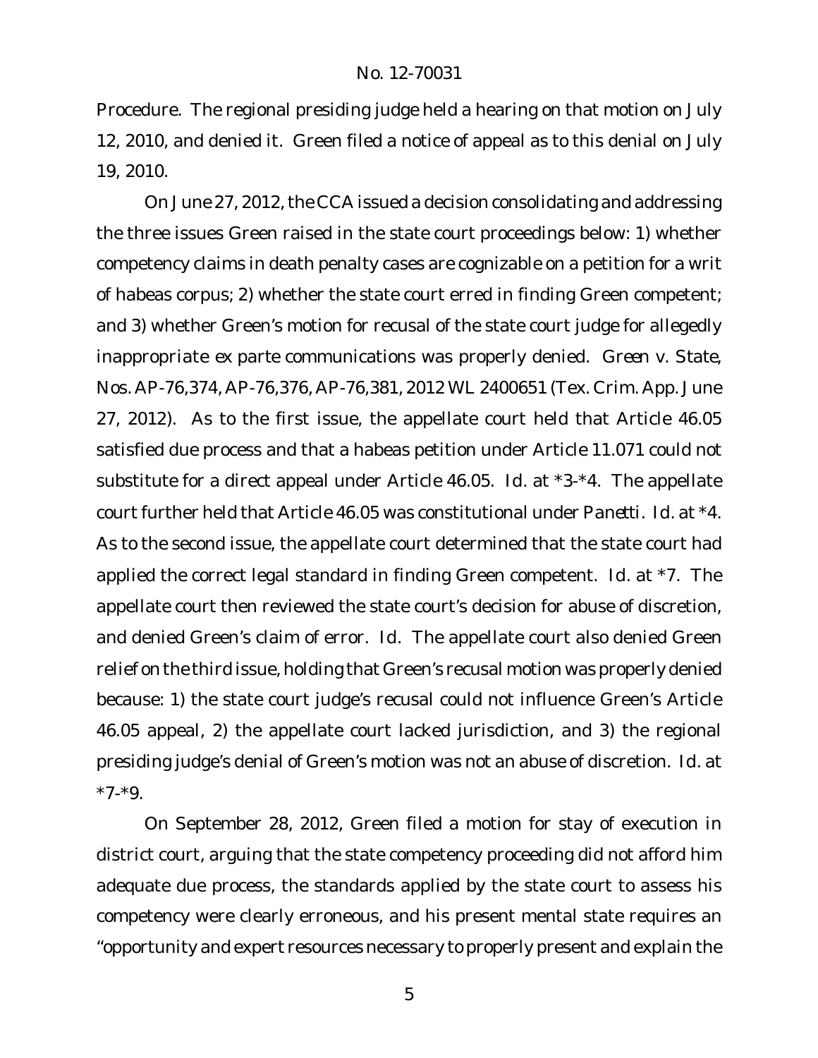Procedure. The regional presiding judge held a hearing on that motion on July 12, 2010, and denied it. Green filed a notice of appeal as to this denial on July 19, 2010.

On June 27, 2012, the CCA issued a decision consolidating and addressing the three issues Green raised in the state court proceedings below: 1) whether competency claims in death penalty cases are cognizable on a petition for a writ of habeas corpus; 2) whether the state court erred in finding Green competent; and 3) whether Green's motion for recusal of the state court judge for allegedly inappropriate *ex parte* communications was properly denied. *Green v. State*, Nos. AP-76,374, AP-76,376, AP-76,381, 2012 WL 2400651 (Tex. Crim. App. June 27, 2012). As to the first issue, the appellate court held that Article 46.05 satisfied due process and that a habeas petition under Article 11.071 could not substitute for a direct appeal under Article 46.05. *Id.* at *3-*4. The appellate court further held that Article 46.05 was constitutional under *Panetti*. *Id.* at *4. As to the second issue, the appellate court determined that the state court had applied the correct legal standard in finding Green competent. *Id.* at *7. The appellate court then reviewed the state court's decision for abuse of discretion, and denied Green's claim of error. *Id.* The appellate court also denied Green relief on the third issue, holding that Green's recusal motion was properly denied because: 1) the state court judge's recusal could not influence Green's Article 46.05 appeal, 2) the appellate court lacked jurisdiction, and 3) the regional presiding judge's denial of Green's motion was not an abuse of discretion. *Id.* at *7-*9.

On September 28, 2012, Green filed a motion for stay of execution in district court, arguing that the state competency proceeding did not afford him adequate due process, the standards applied by the state court to assess his competency were clearly erroneous, and his present mental state requires an "opportunity and expert resources necessary to properly present and explain the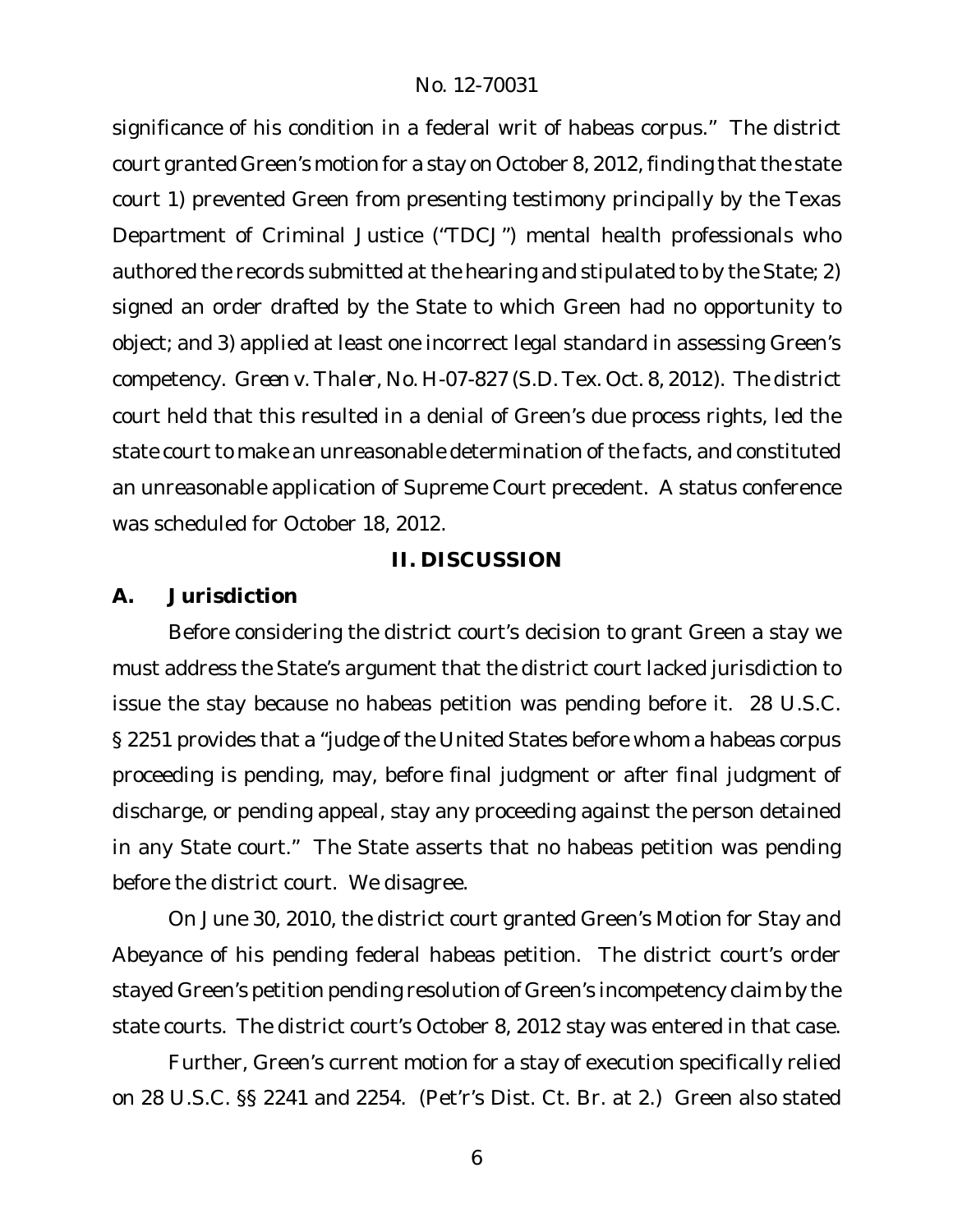significance of his condition in a federal writ of habeas corpus." The district court granted Green's motion for a stay on October 8, 2012, finding that the state court 1) prevented Green from presenting testimony principally by the Texas Department of Criminal Justice ("TDCJ") mental health professionals who authored the records submitted at the hearing and stipulated to by the State; 2) signed an order drafted by the State to which Green had no opportunity to object; and 3) applied at least one incorrect legal standard in assessing Green's competency. *Green v. Thaler*, No. H-07-827 (S.D. Tex. Oct. 8, 2012). The district court held that this resulted in a denial of Green's due process rights, led the state court to make an unreasonable determination of the facts, and constituted an unreasonable application of Supreme Court precedent. A status conference was scheduled for October 18, 2012.

## II. DISCUSSION

### A. Jurisdiction

Before considering the district court's decision to grant Green a stay we must address the State's argument that the district court lacked jurisdiction to issue the stay because no habeas petition was pending before it. 28 U.S.C. § 2251 provides that a "judge of the United States before whom a habeas corpus proceeding is pending, may, before final judgment or after final judgment of discharge, or pending appeal, stay any proceeding against the person detained in any State court." The State asserts that no habeas petition was pending before the district court. We disagree.

On June 30, 2010, the district court granted Green's Motion for Stay and Abeyance of his pending federal habeas petition. The district court's order stayed Green's petition pending resolution of Green's incompetency claim by the state courts. The district court's October 8, 2012 stay was entered in that case.

Further, Green's current motion for a stay of execution specifically relied on 28 U.S.C. §§ 2241 and 2254. (Pet'r's Dist. Ct. Br. at 2.) Green also stated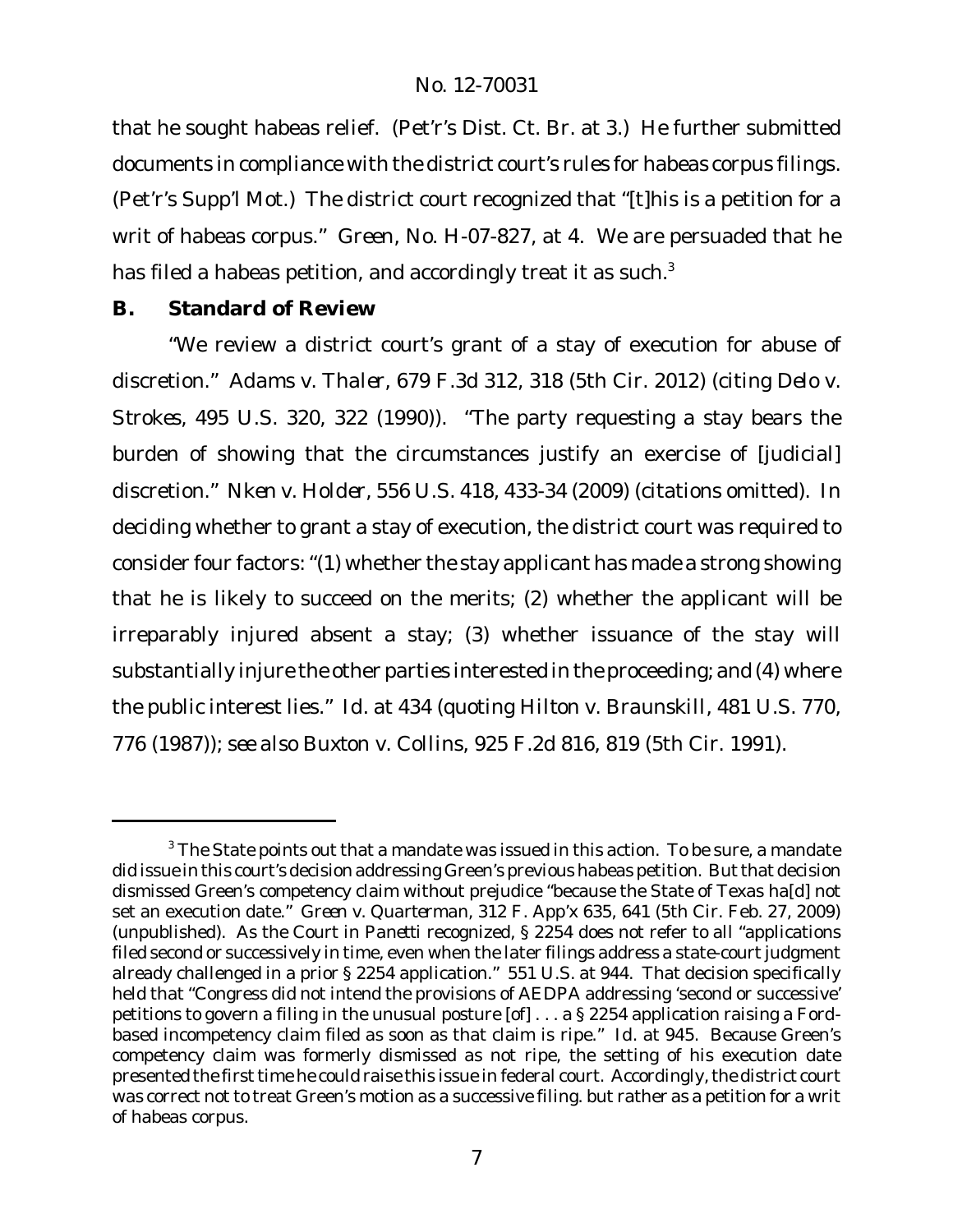that he sought habeas relief. (Pet'r's Dist. Ct. Br. at 3.) He further submitted documents in compliance with the district court's rules for habeas corpus filings. (Pet'r's Supp'l Mot.) The district court recognized that "[t]his is a petition for a writ of habeas corpus." *Green*, No. H-07-827, at 4. We are persuaded that he has filed a habeas petition, and accordingly treat it as such.[3]

## B. Standard of Review

"We review a district court's grant of a stay of execution for abuse of discretion." *Adams v. Thaler*, 679 F.3d 312, 318 (5th Cir. 2012) (citing *Delo v. Strokes*, 495 U.S. 320, 322 (1990)). "The party requesting a stay bears the burden of showing that the circumstances justify an exercise of [judicial] discretion." *Nken v. Holder*, 556 U.S. 418, 433-34 (2009) (citations omitted). In deciding whether to grant a stay of execution, the district court was required to consider four factors: "(1) whether the stay applicant has made a strong showing that he is likely to succeed on the merits; (2) whether the applicant will be irreparably injured absent a stay; (3) whether issuance of the stay will substantially injure the other parties interested in the proceeding; and (4) where the public interest lies." *Id.* at 434 (quoting *Hilton v. Braunskill*, 481 U.S. 770, 776 (1987)); *see also Buxton v. Collins*, 925 F.2d 816, 819 (5th Cir. 1991).

---

[3] The State points out that a mandate was issued in this action. To be sure, a mandate did issue in this court's decision addressing Green's previous habeas petition. But that decision dismissed Green's competency claim without prejudice "because the State of Texas ha[d] not set an execution date." *Green v. Quarterman*, 312 F. App'x 635, 641 (5th Cir. Feb. 27, 2009) (unpublished). As the Court in *Panetti* recognized, § 2254 does not refer to all "applications filed second or successively in time, even when the later filings address a state-court judgment already challenged in a prior § 2254 application." 551 U.S. at 944. That decision specifically held that "Congress did not intend the provisions of AEDPA addressing 'second or successive' petitions to govern a filing in the unusual posture [of] . . . a § 2254 application raising a *Ford*-based incompetency claim filed as soon as that claim is ripe." *Id.* at 945. Because Green's competency claim was formerly dismissed as not ripe, the setting of his execution date presented the first time he could raise this issue in federal court. Accordingly, the district court was correct not to treat Green's motion as a successive filing. but rather as a petition for a writ of habeas corpus.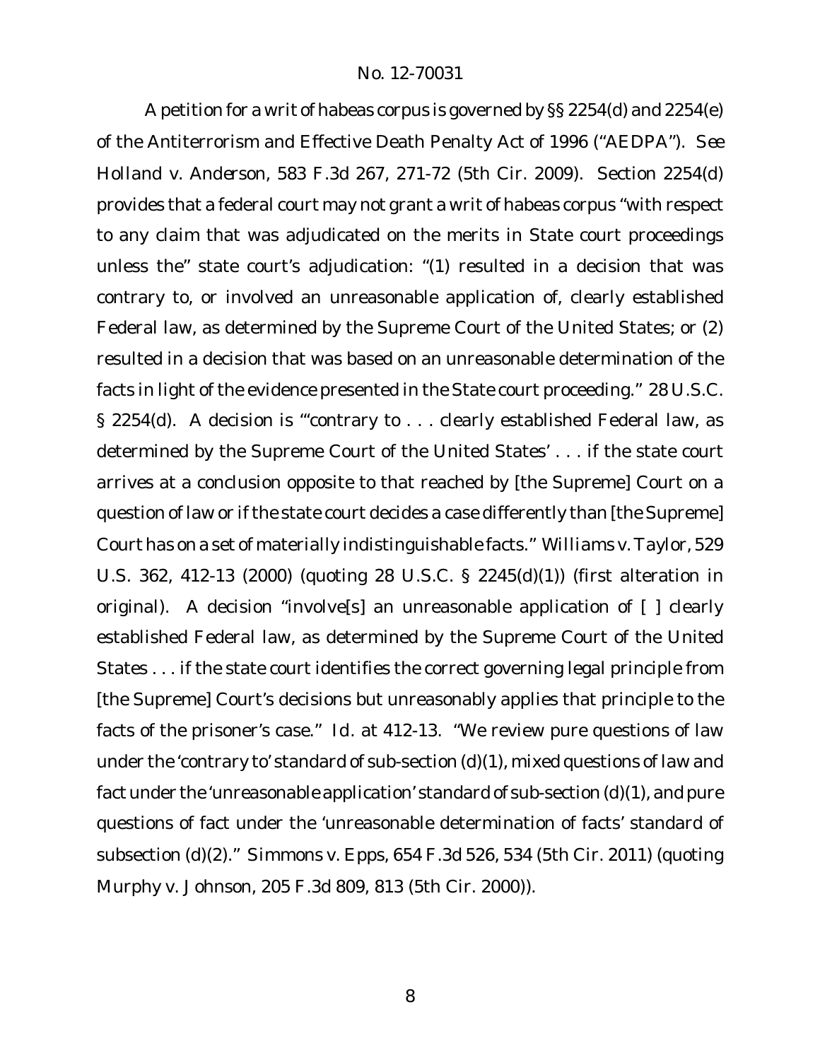A petition for a writ of habeas corpus is governed by §§ 2254(d) and 2254(e) of the Antiterrorism and Effective Death Penalty Act of 1996 ("AEDPA"). *See Holland v. Anderson*, 583 F.3d 267, 271-72 (5th Cir. 2009). Section 2254(d) provides that a federal court may not grant a writ of habeas corpus "with respect to any claim that was adjudicated on the merits in State court proceedings unless the" state court's adjudication: "(1) resulted in a decision that was contrary to, or involved an unreasonable application of, clearly established Federal law, as determined by the Supreme Court of the United States; or (2) resulted in a decision that was based on an unreasonable determination of the facts in light of the evidence presented in the State court proceeding." 28 U.S.C. § 2254(d). A decision is "'contrary to . . . clearly established Federal law, as determined by the Supreme Court of the United States' . . . if the state court arrives at a conclusion opposite to that reached by [the Supreme] Court on a question of law or if the state court decides a case differently than [the Supreme] Court has on a set of materially indistinguishable facts." *Williams v. Taylor*, 529 U.S. 362, 412-13 (2000) (quoting 28 U.S.C. § 2245(d)(1)) (first alteration in original). A decision "involve[s] an unreasonable application of [ ] clearly established Federal law, as determined by the Supreme Court of the United States . . . if the state court identifies the correct governing legal principle from [the Supreme] Court's decisions but unreasonably applies that principle to the facts of the prisoner's case." *Id.* at 412-13. "We review pure questions of law under the 'contrary to' standard of sub-section (d)(1), mixed questions of law and fact under the 'unreasonable application' standard of sub-section (d)(1), and pure questions of fact under the 'unreasonable determination of facts' standard of subsection (d)(2)." *Simmons v. Epps*, 654 F.3d 526, 534 (5th Cir. 2011) (quoting *Murphy v. Johnson*, 205 F.3d 809, 813 (5th Cir. 2000)).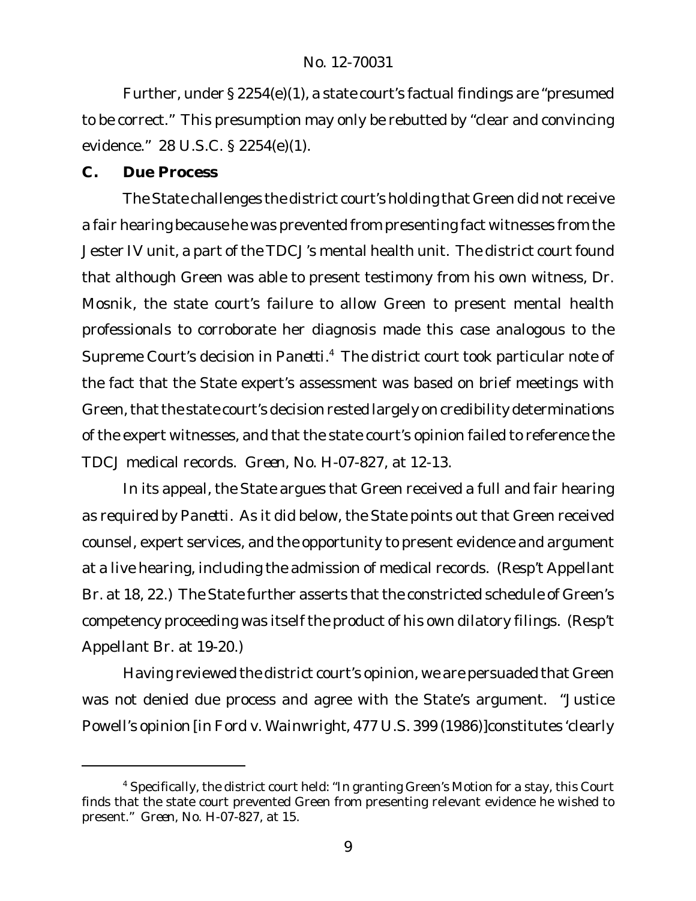Further, under § 2254(e)(1), a state court's factual findings are "presumed to be correct." This presumption may only be rebutted by "clear and convincing evidence." 28 U.S.C. § 2254(e)(1).

## C. Due Process

The State challenges the district court's holding that Green did not receive a fair hearing because he was prevented from presenting fact witnesses from the Jester IV unit, a part of the TDCJ's mental health unit. The district court found that although Green was able to present testimony from his own witness, Dr. Mosnik, the state court's failure to allow Green to present mental health professionals to corroborate her diagnosis made this case analogous to the Supreme Court's decision in *Panetti*.[4] The district court took particular note of the fact that the State expert's assessment was based on brief meetings with Green, that the state court's decision rested largely on credibility determinations of the expert witnesses, and that the state court's opinion failed to reference the TDCJ medical records. *Green*, No. H-07-827, at 12-13.

In its appeal, the State argues that Green received a full and fair hearing as required by *Panetti*. As it did below, the State points out that Green received counsel, expert services, and the opportunity to present evidence and argument at a live hearing, including the admission of medical records. (Resp't Appellant Br. at 18, 22.) The State further asserts that the constricted schedule of Green's competency proceeding was itself the product of his own dilatory filings. (Resp't Appellant Br. at 19-20.)

Having reviewed the district court's opinion, we are persuaded that Green was not denied due process and agree with the State's argument. "Justice Powell's opinion [in *Ford v. Wainwright*, 477 U.S. 399 (1986)]constitutes 'clearly

---

[4] Specifically, the district court held: "In granting Green's Motion for a stay, this Court finds that the state court prevented Green from presenting relevant evidence he wished to present." *Green*, No. H-07-827, at 15.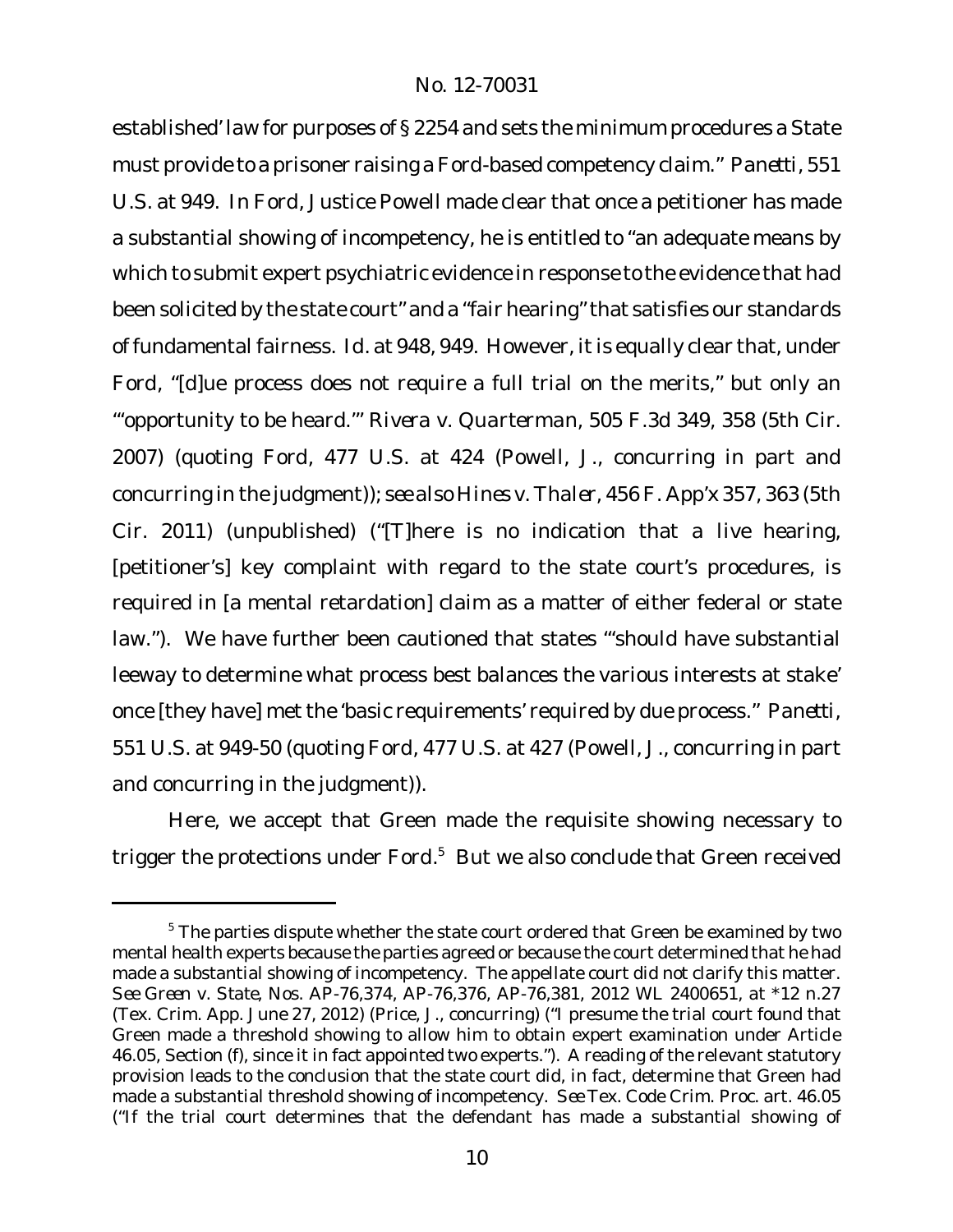established' law for purposes of § 2254 and sets the minimum procedures a State must provide to a prisoner raising a *Ford*-based competency claim." *Panetti*, 551 U.S. at 949. In *Ford*, Justice Powell made clear that once a petitioner has made a substantial showing of incompetency, he is entitled to "an adequate means by which to submit expert psychiatric evidence in response to the evidence that had been solicited by the state court" and a "fair hearing" that satisfies our standards of fundamental fairness. *Id.* at 948, 949. However, it is equally clear that, under *Ford*, "[d]ue process does not require a full trial on the merits," but only an "'opportunity to be heard.'" *Rivera v. Quarterman*, 505 F.3d 349, 358 (5th Cir. 2007) (quoting *Ford*, 477 U.S. at 424 (Powell, J., concurring in part and concurring in the judgment)); *see also Hines v. Thaler*, 456 F. App'x 357, 363 (5th Cir. 2011) (unpublished) ("[T]here is no indication that a live hearing, [petitioner's] key complaint with regard to the state court's procedures, is required in [a mental retardation] claim as a matter of either federal or state law."). We have further been cautioned that states "'should have substantial leeway to determine what process best balances the various interests at stake' once [they have] met the 'basic requirements' required by due process." *Panetti*, 551 U.S. at 949-50 (quoting *Ford*, 477 U.S. at 427 (Powell, J., concurring in part and concurring in the judgment)).

Here, we accept that Green made the requisite showing necessary to trigger the protections under *Ford*.[5] But we also conclude that Green received

---

[5] The parties dispute whether the state court ordered that Green be examined by two mental health experts because the parties agreed or because the court determined that he had made a substantial showing of incompetency. The appellate court did not clarify this matter. *See Green v. State*, Nos. AP-76,374, AP-76,376, AP-76,381, 2012 WL 2400651, at *12 n.27 (Tex. Crim. App. June 27, 2012) (Price, J., concurring) ("I presume the trial court found that Green made a threshold showing to allow him to obtain expert examination under Article 46.05, Section (f), since it in fact appointed two experts."). A reading of the relevant statutory provision leads to the conclusion that the state court did, in fact, determine that Green had made a substantial threshold showing of incompetency. *See* Tex. Code Crim. Proc. art. 46.05 ("If the trial court determines that the defendant has made a substantial showing of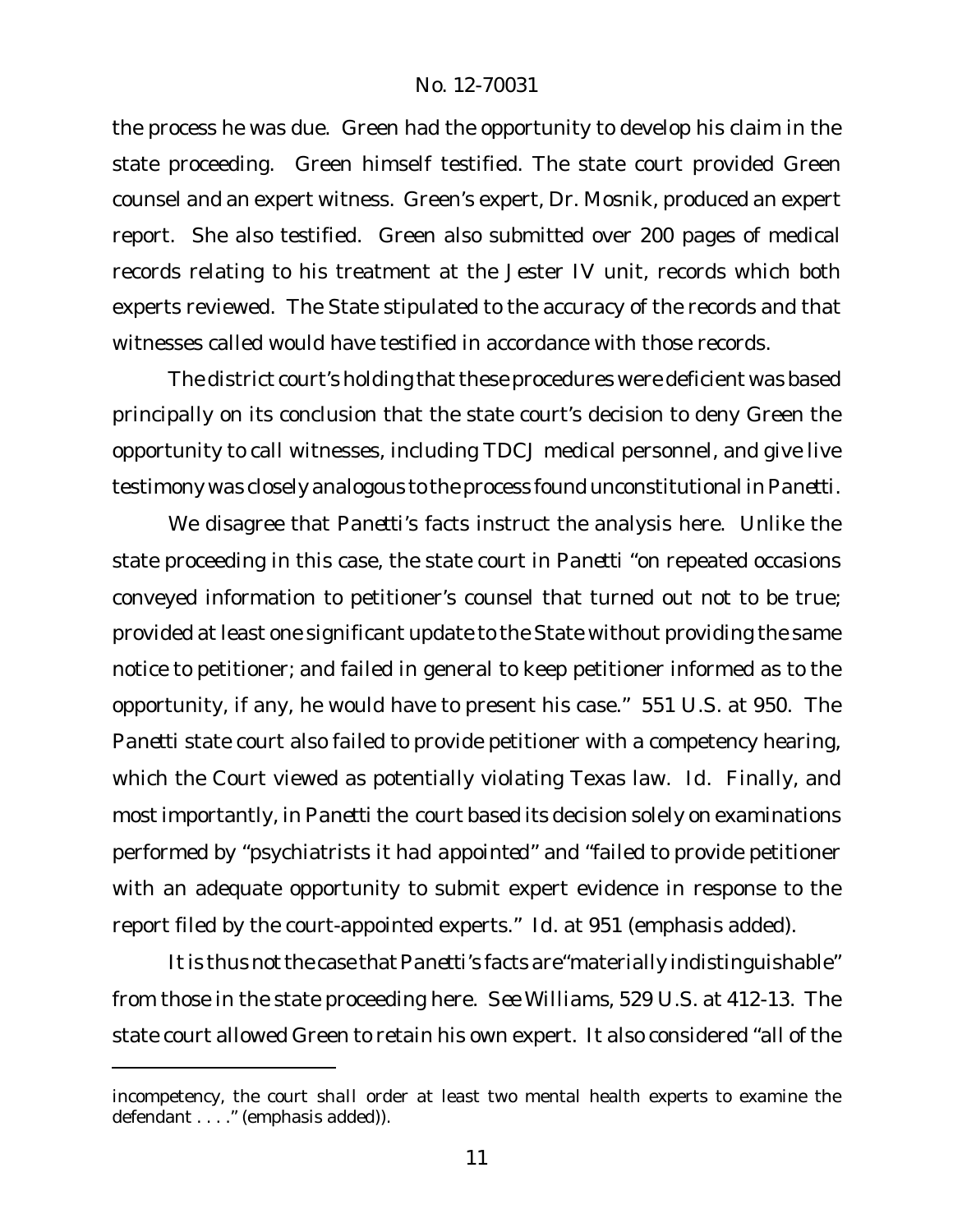the process he was due. Green had the opportunity to develop his claim in the state proceeding. Green himself testified. The state court provided Green counsel and an expert witness. Green's expert, Dr. Mosnik, produced an expert report. She also testified. Green also submitted over 200 pages of medical records relating to his treatment at the Jester IV unit, records which both experts reviewed. The State stipulated to the accuracy of the records and that witnesses called would have testified in accordance with those records.

The district court's holding that these procedures were deficient was based principally on its conclusion that the state court's decision to deny Green the opportunity to call witnesses, including TDCJ medical personnel, and give live testimony was closely analogous to the process found unconstitutional in *Panetti*.

We disagree that *Panetti*'s facts instruct the analysis here. Unlike the state proceeding in this case, the state court in *Panetti* "on repeated occasions conveyed information to petitioner's counsel that turned out not to be true; provided at least one significant update to the State without providing the same notice to petitioner; and failed in general to keep petitioner informed as to the opportunity, if any, he would have to present his case." 551 U.S. at 950. The *Panetti* state court also failed to provide petitioner with a competency hearing, which the Court viewed as potentially violating Texas law. *Id.* Finally, and most importantly, in *Panetti* the court based its decision solely on examinations performed by "psychiatrists *it had appointed*" and "failed to provide petitioner with an adequate opportunity to submit expert evidence in response to the report filed by the court-appointed experts." *Id.* at 951 (emphasis added).

It is thus not the case that *Panetti*'s facts are "materially indistinguishable" from those in the state proceeding here. *See Williams*, 529 U.S. at 412-13. The state court allowed Green to retain his own expert. It also considered "all of the

incompetency, the court *shall* order at least two mental health experts to examine the defendant . . . ." (emphasis added)).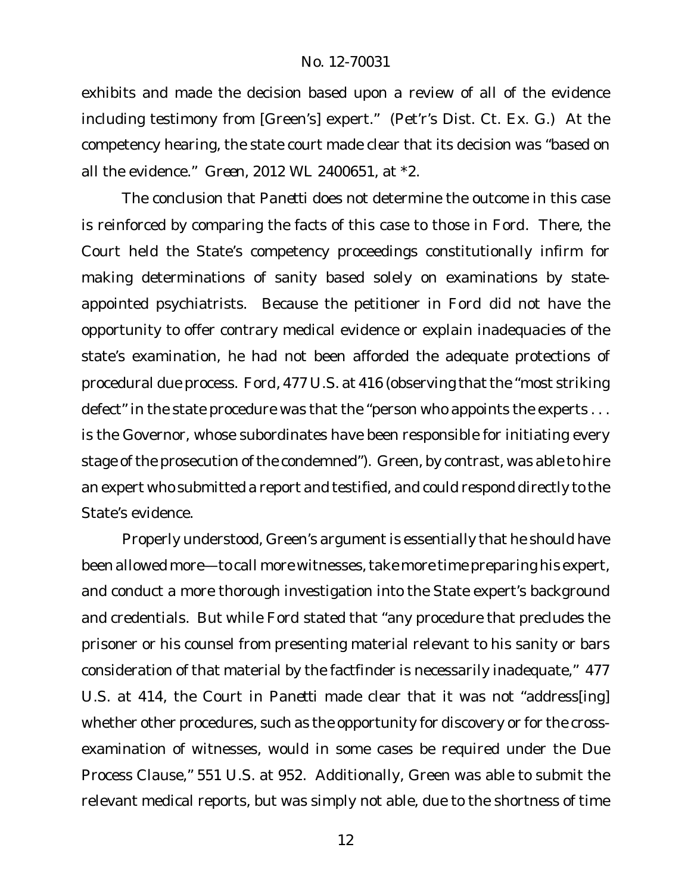exhibits and made the decision based upon a review of all of the evidence including testimony from [Green's] expert." (Pet'r's Dist. Ct. Ex. G.) At the competency hearing, the state court made clear that its decision was "based on all the evidence." *Green*, 2012 WL 2400651, at *2.

The conclusion that *Panetti* does not determine the outcome in this case is reinforced by comparing the facts of this case to those in *Ford*. There, the Court held the State's competency proceedings constitutionally infirm for making determinations of sanity based solely on examinations by state-appointed psychiatrists. Because the petitioner in *Ford* did not have the opportunity to offer contrary medical evidence or explain inadequacies of the state's examination, he had not been afforded the adequate protections of procedural due process. *Ford*, 477 U.S. at 416 (observing that the "most striking defect" in the state procedure was that the "person who appoints the experts . . . is the Governor, whose subordinates have been responsible for initiating every stage of the prosecution of the condemned"). Green, by contrast, was able to hire an expert who submitted a report and testified, and could respond directly to the State's evidence.

Properly understood, Green's argument is essentially that he should have been allowed more—to call more witnesses, take more time preparing his expert, and conduct a more thorough investigation into the State expert's background and credentials. But while *Ford* stated that "any procedure that precludes the prisoner or his counsel from presenting material relevant to his sanity or bars consideration of that material by the factfinder is necessarily inadequate," 477 U.S. at 414, the Court in *Panetti* made clear that it was not "address[ing] whether other procedures, such as the opportunity for discovery or for the cross-examination of witnesses, would in some cases be required under the Due Process Clause," 551 U.S. at 952. Additionally, Green was able to submit the relevant medical reports, but was simply not able, due to the shortness of time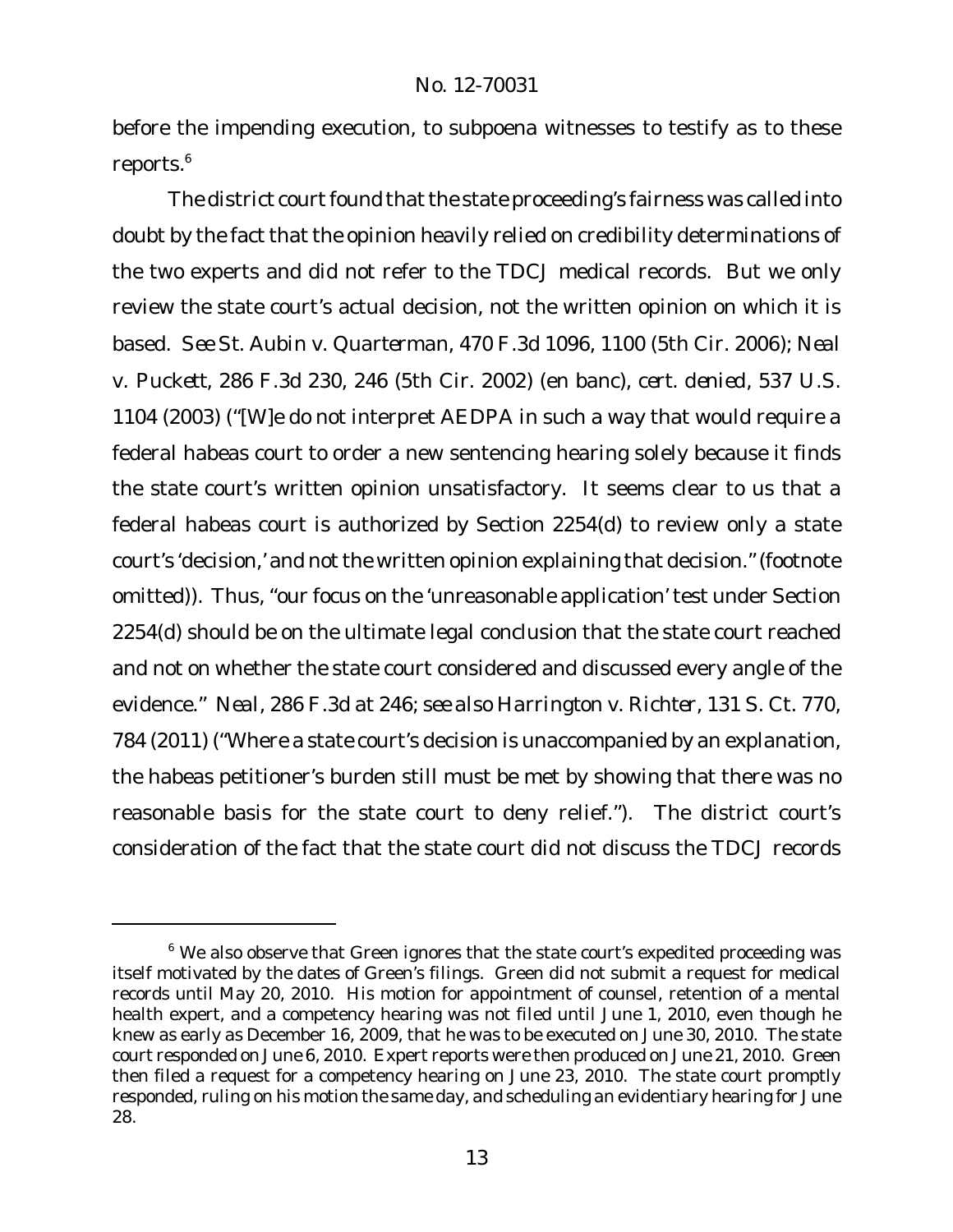before the impending execution, to subpoena witnesses to testify as to these reports.[6]

The district court found that the state proceeding's fairness was called into doubt by the fact that the opinion heavily relied on credibility determinations of the two experts and did not refer to the TDCJ medical records. But we only review the state court's actual decision, not the written opinion on which it is based. *See St. Aubin v. Quarterman*, 470 F.3d 1096, 1100 (5th Cir. 2006); *Neal v. Puckett*, 286 F.3d 230, 246 (5th Cir. 2002) (en banc), *cert. denied*, 537 U.S. 1104 (2003) ("[W]e do not interpret AEDPA in such a way that would require a federal habeas court to order a new sentencing hearing solely because it finds the state court's written opinion unsatisfactory. It seems clear to us that a federal habeas court is authorized by Section 2254(d) to review only a state court's 'decision,' and not the written opinion explaining that decision." (footnote omitted)). Thus, "our focus on the 'unreasonable application' test under Section 2254(d) should be on the ultimate legal conclusion that the state court reached and not on whether the state court considered and discussed every angle of the evidence." *Neal*, 286 F.3d at 246; *see also Harrington v. Richter*, 131 S. Ct. 770, 784 (2011) ("Where a state court's decision is unaccompanied by an explanation, the habeas petitioner's burden still must be met by showing that there was no reasonable basis for the state court to deny relief."). The district court's consideration of the fact that the state court did not discuss the TDCJ records

---

[6] We also observe that Green ignores that the state court's expedited proceeding was itself motivated by the dates of Green's filings. Green did not submit a request for medical records until May 20, 2010. His motion for appointment of counsel, retention of a mental health expert, and a competency hearing was not filed until June 1, 2010, even though he knew as early as December 16, 2009, that he was to be executed on June 30, 2010. The state court responded on June 6, 2010. Expert reports were then produced on June 21, 2010. Green then filed a request for a competency hearing on June 23, 2010. The state court promptly responded, ruling on his motion the same day, and scheduling an evidentiary hearing for June 28.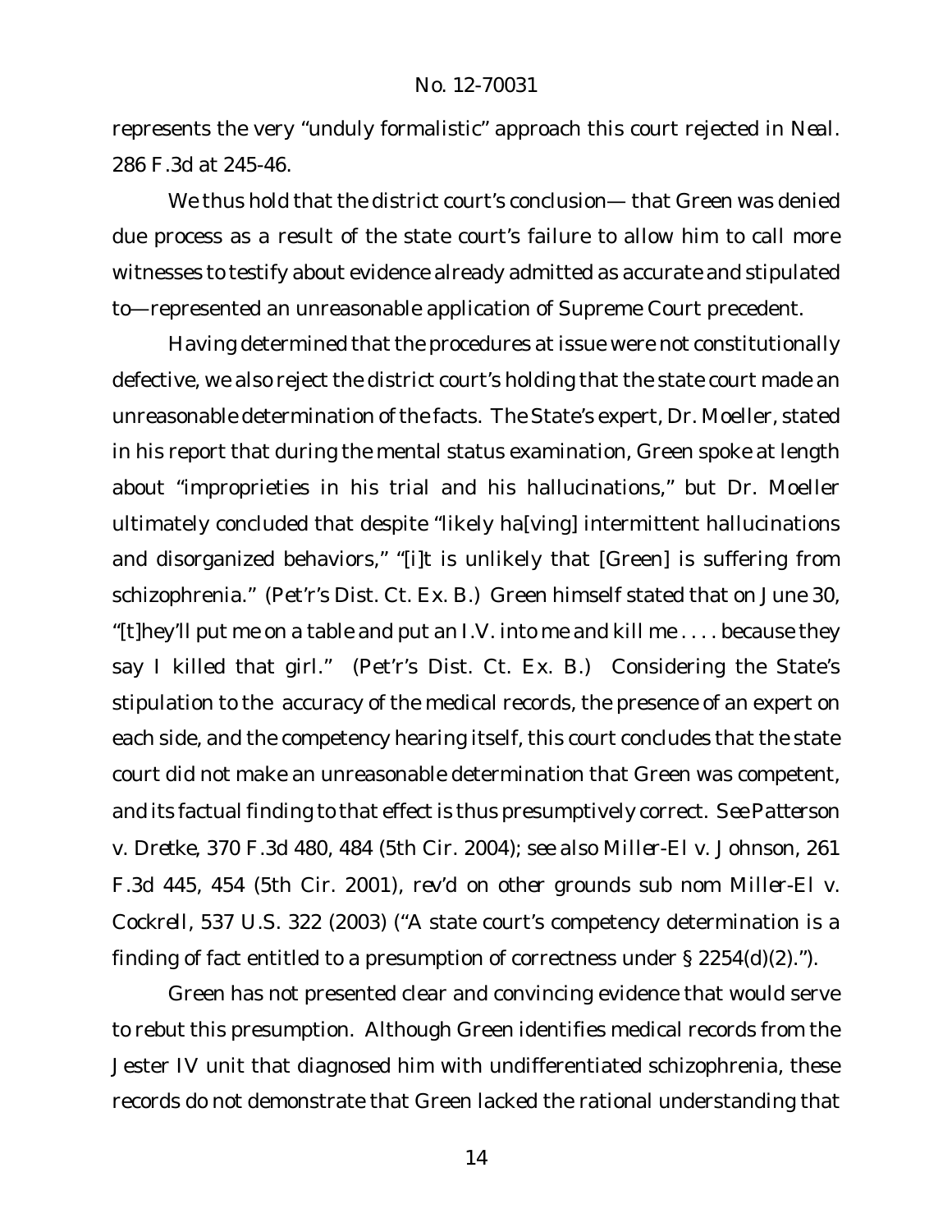represents the very "unduly formalistic" approach this court rejected in *Neal*. 286 F.3d at 245-46.

We thus hold that the district court's conclusion— that Green was denied due process as a result of the state court's failure to allow him to call more witnesses to testify about evidence already admitted as accurate and stipulated to—represented an unreasonable application of Supreme Court precedent.

Having determined that the procedures at issue were not constitutionally defective, we also reject the district court's holding that the state court made an unreasonable determination of the facts. The State's expert, Dr. Moeller, stated in his report that during the mental status examination, Green spoke at length about "improprieties in his trial and his hallucinations," but Dr. Moeller ultimately concluded that despite "likely ha[ving] intermittent hallucinations and disorganized behaviors," "[i]t is unlikely that [Green] is suffering from schizophrenia." (Pet'r's Dist. Ct. Ex. B.) Green himself stated that on June 30, "[t]hey'll put me on a table and put an I.V. into me and kill me . . . . because they say I killed that girl." (Pet'r's Dist. Ct. Ex. B.) Considering the State's stipulation to the accuracy of the medical records, the presence of an expert on each side, and the competency hearing itself, this court concludes that the state court did not make an unreasonable determination that Green was competent, and its factual finding to that effect is thus presumptively correct. *See Patterson v. Dretke*, 370 F.3d 480, 484 (5th Cir. 2004); *see also Miller-El v. Johnson*, 261 F.3d 445, 454 (5th Cir. 2001), *rev'd on other grounds sub nom Miller-El v. Cockrell*, 537 U.S. 322 (2003) ("A state court's competency determination is a finding of fact entitled to a presumption of correctness under § 2254(d)(2).").

Green has not presented clear and convincing evidence that would serve to rebut this presumption. Although Green identifies medical records from the Jester IV unit that diagnosed him with undifferentiated schizophrenia, these records do not demonstrate that Green lacked the rational understanding that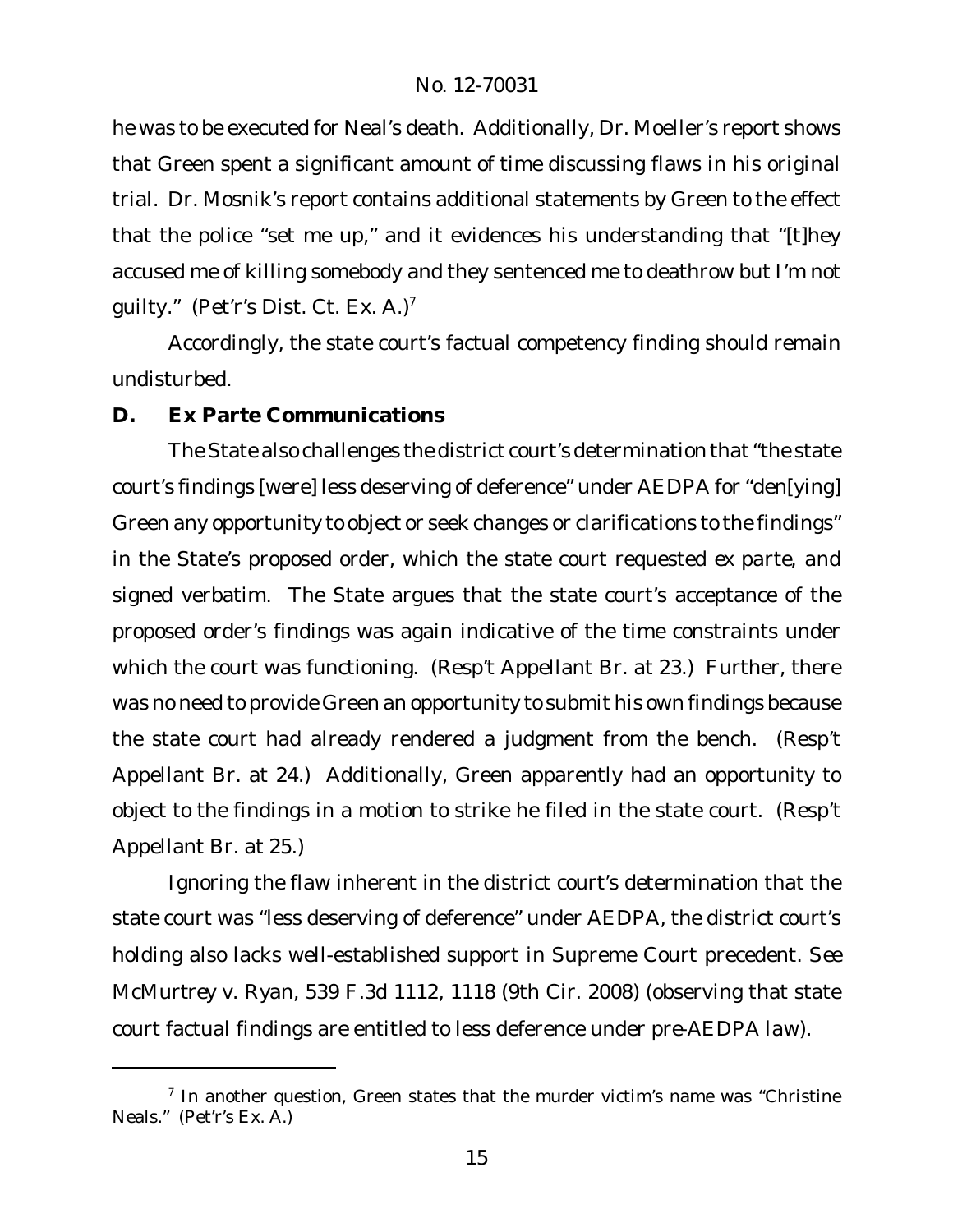he was to be executed for Neal's death. Additionally, Dr. Moeller's report shows that Green spent a significant amount of time discussing flaws in his original trial. Dr. Mosnik's report contains additional statements by Green to the effect that the police "set me up," and it evidences his understanding that "[t]hey accused me of killing somebody and they sentenced me to deathrow but I'm not guilty." (Pet'r's Dist. Ct. Ex. A.)[7]

Accordingly, the state court's factual competency finding should remain undisturbed.

### D. Ex Parte Communications

The State also challenges the district court's determination that "the state court's findings [were] less deserving of deference" under AEDPA for "den[ying] Green any opportunity to object or seek changes or clarifications to the findings" in the State's proposed order, which the state court requested *ex parte*, and signed verbatim. The State argues that the state court's acceptance of the proposed order's findings was again indicative of the time constraints under which the court was functioning. (Resp't Appellant Br. at 23.) Further, there was no need to provide Green an opportunity to submit his own findings because the state court had already rendered a judgment from the bench. (Resp't Appellant Br. at 24.) Additionally, Green apparently had an opportunity to object to the findings in a motion to strike he filed in the state court. (Resp't Appellant Br. at 25.)

Ignoring the flaw inherent in the district court's determination that the state court was "less deserving of deference" under AEDPA, the district court's holding also lacks well-established support in Supreme Court precedent. *See McMurtrey v. Ryan*, 539 F.3d 1112, 1118 (9th Cir. 2008) (observing that state court factual findings are entitled to less deference under pre-AEDPA law).

---

[7] In another question, Green states that the murder victim's name was "Christine Neals." (Pet'r's Ex. A.)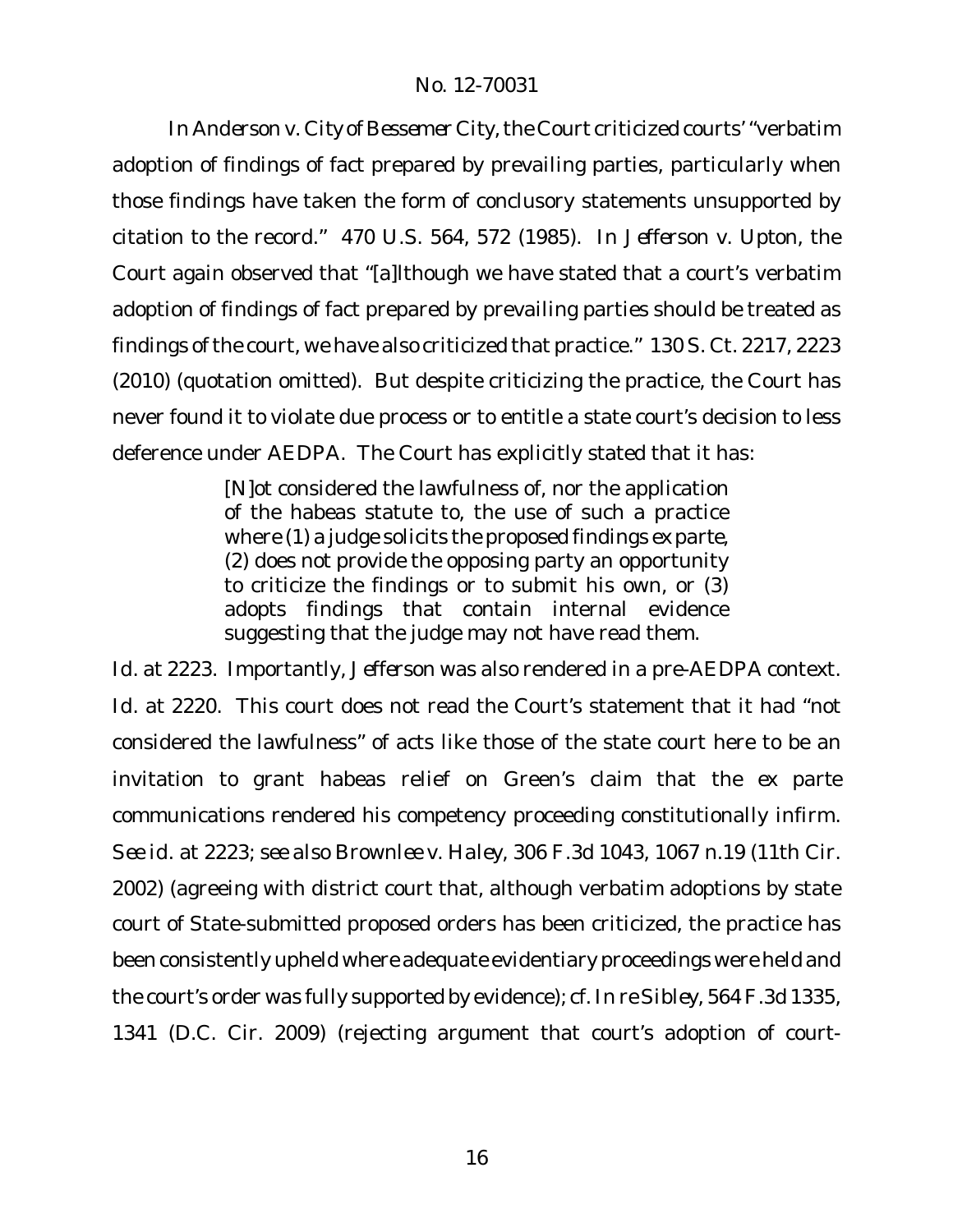In *Anderson v. City of Bessemer City*, the Court criticized courts' "verbatim adoption of findings of fact prepared by prevailing parties, particularly when those findings have taken the form of conclusory statements unsupported by citation to the record." 470 U.S. 564, 572 (1985). In *Jefferson v. Upton*, the Court again observed that "[a]lthough we have stated that a court's verbatim adoption of findings of fact prepared by prevailing parties should be treated as findings of the court, we have also criticized that practice." 130 S. Ct. 2217, 2223 (2010) (quotation omitted). But despite criticizing the practice, the Court has never found it to violate due process or to entitle a state court's decision to less deference under AEDPA. The Court has explicitly stated that it has:

> [N]ot considered the lawfulness of, nor the application of the habeas statute to, the use of such a practice where (1) a judge solicits the proposed findings *ex parte*, (2) does not provide the opposing party an opportunity to criticize the findings or to submit his own, or (3) adopts findings that contain internal evidence suggesting that the judge may not have read them.

*Id.* at 2223. Importantly, *Jefferson* was also rendered in a pre-AEDPA context. *Id.* at 2220. This court does not read the Court's statement that it had "not considered the lawfulness" of acts like those of the state court here to be an invitation to grant habeas relief on Green's claim that the ex parte communications rendered his competency proceeding constitutionally infirm. *See id.* at 2223; *see also Brownlee v. Haley*, 306 F.3d 1043, 1067 n.19 (11th Cir. 2002) (agreeing with district court that, although verbatim adoptions by state court of State-submitted proposed orders has been criticized, the practice has been consistently upheld where adequate evidentiary proceedings were held and the court's order was fully supported by evidence); *cf. In re Sibley*, 564 F.3d 1335, 1341 (D.C. Cir. 2009) (rejecting argument that court's adoption of court-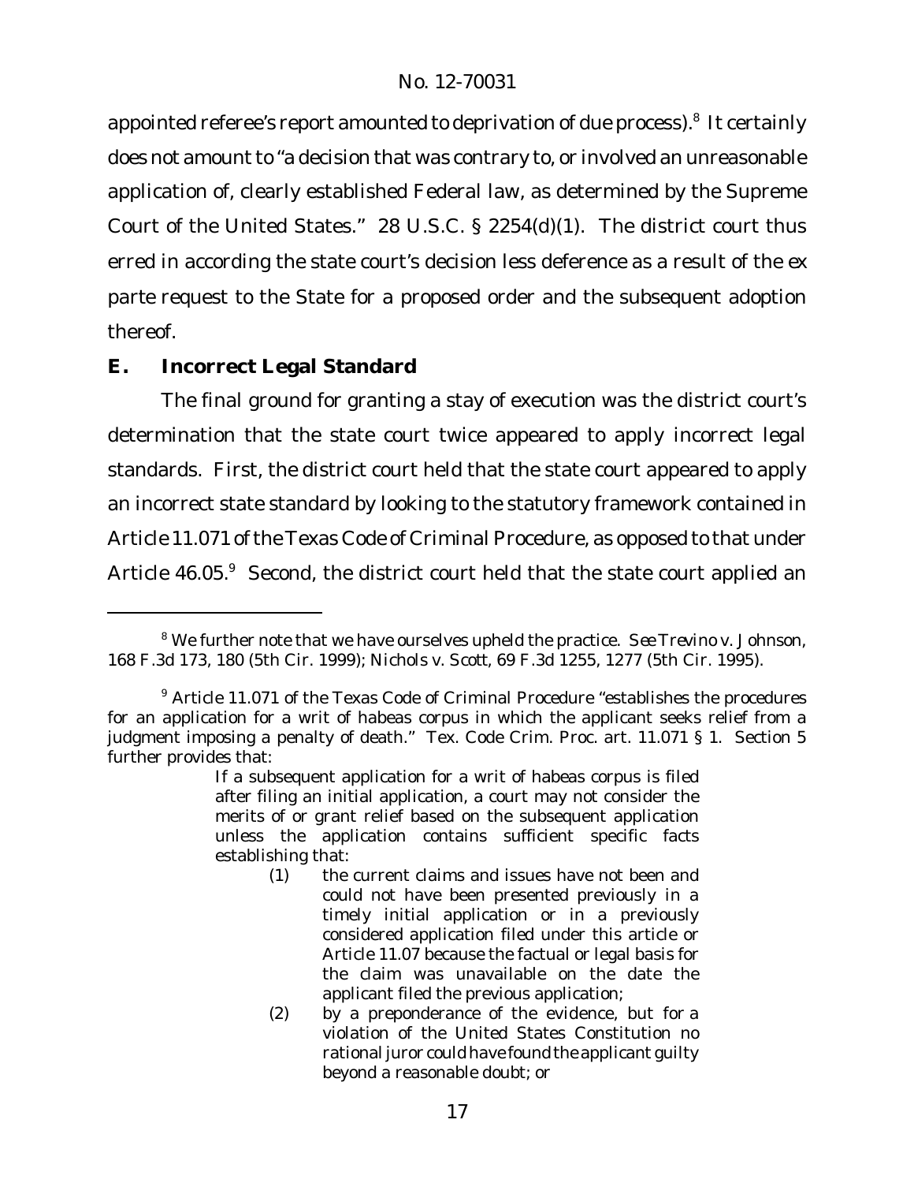appointed referee's report amounted to deprivation of due process).[8] It certainly does not amount to "a decision that was contrary to, or involved an unreasonable application of, clearly established Federal law, as determined by the Supreme Court of the United States." 28 U.S.C. § 2254(d)(1). The district court thus erred in according the state court's decision less deference as a result of the ex parte request to the State for a proposed order and the subsequent adoption thereof.

## E. Incorrect Legal Standard

The final ground for granting a stay of execution was the district court's determination that the state court twice appeared to apply incorrect legal standards. First, the district court held that the state court appeared to apply an incorrect state standard by looking to the statutory framework contained in Article 11.071 of the Texas Code of Criminal Procedure, as opposed to that under Article 46.05.[9] Second, the district court held that the state court applied an

---

[8] We further note that we have ourselves upheld the practice. *See Trevino v. Johnson*, 168 F.3d 173, 180 (5th Cir. 1999); *Nichols v. Scott*, 69 F.3d 1255, 1277 (5th Cir. 1995).

[9] Article 11.071 of the Texas Code of Criminal Procedure "establishes the procedures for an application for a writ of habeas corpus in which the applicant seeks relief from a judgment imposing a penalty of death." Tex. Code Crim. Proc. art. 11.071 § 1. Section 5 further provides that:

> If a subsequent application for a writ of habeas corpus is filed after filing an initial application, a court may not consider the merits of or grant relief based on the subsequent application unless the application contains sufficient specific facts establishing that:
>
> (1) the current claims and issues have not been and could not have been presented previously in a timely initial application or in a previously considered application filed under this article or Article 11.07 because the factual or legal basis for the claim was unavailable on the date the applicant filed the previous application;
>
> (2) by a preponderance of the evidence, but for a violation of the United States Constitution no rational juror could have found the applicant guilty beyond a reasonable doubt; or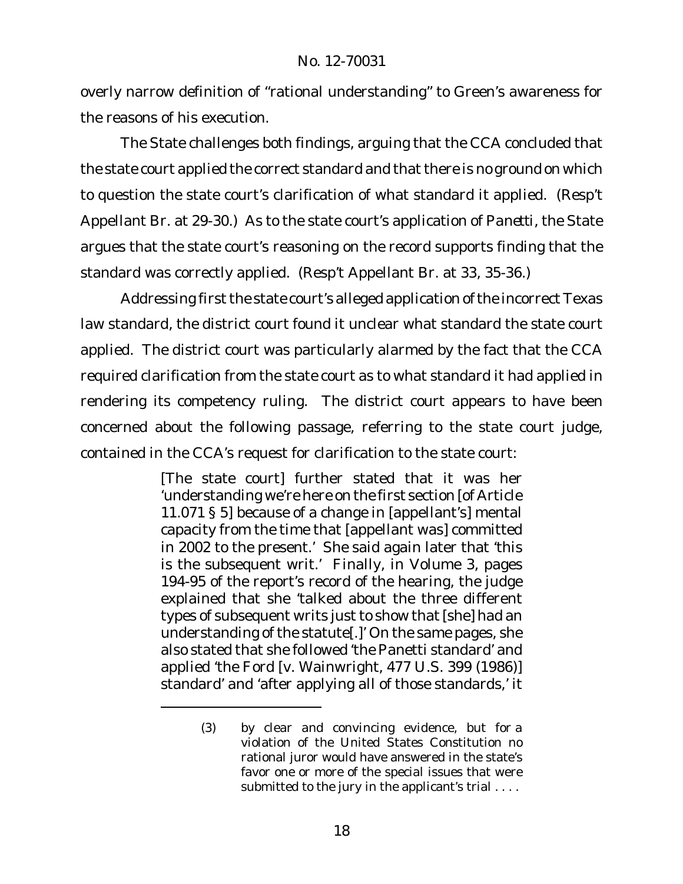overly narrow definition of "rational understanding" to Green's awareness for the reasons of his execution.

The State challenges both findings, arguing that the CCA concluded that the state court applied the correct standard and that there is no ground on which to question the state court's clarification of what standard it applied. (Resp't Appellant Br. at 29-30.) As to the state court's application of *Panetti*, the State argues that the state court's reasoning on the record supports finding that the standard was correctly applied. (Resp't Appellant Br. at 33, 35-36.)

Addressing first the state court's alleged application of the incorrect Texas law standard, the district court found it unclear what standard the state court applied. The district court was particularly alarmed by the fact that the CCA required clarification from the state court as to what standard it had applied in rendering its competency ruling. The district court appears to have been concerned about the following passage, referring to the state court judge, contained in the CCA's request for clarification to the state court:

> [The state court] further stated that it was her 'understanding we're here on the first section [of Article 11.071 § 5] because of a change in [appellant's] mental capacity from the time that [appellant was] committed in 2002 to the present.' She said again later that 'this is the subsequent writ.' Finally, in Volume 3, pages 194-95 of the report's record of the hearing, the judge explained that she 'talked about the three different types of subsequent writs just to show that [she] had an understanding of the statute[.]' On the same pages, she also stated that she followed 'the Panetti standard' and applied 'the Ford [v. Wainwright, 477 U.S. 399 (1986)] standard' and 'after applying all of those standards,' it

> (3) by clear and convincing evidence, but for a violation of the United States Constitution no rational juror would have answered in the state's favor one or more of the special issues that were submitted to the jury in the applicant's trial . . . .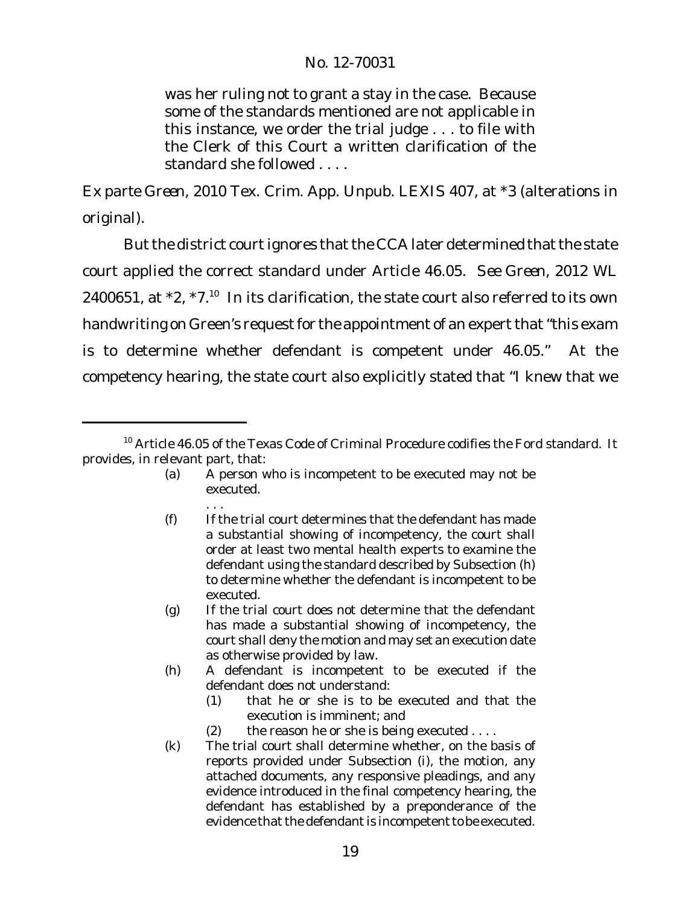> was her ruling not to grant a stay in the case. Because some of the standards mentioned are not applicable in this instance, we order the trial judge . . . to file with the Clerk of this Court a written clarification of the standard she followed . . . .

*Ex parte Green*, 2010 Tex. Crim. App. Unpub. LEXIS 407, at *3 (alterations in original).

But the district court ignores that the CCA later determined that the state court applied the correct standard under Article 46.05. *See Green*, 2012 WL 2400651, at *2, *7.[10] In its clarification, the state court also referred to its own handwriting on Green's request for the appointment of an expert that "this exam is to determine whether defendant is competent under 46.05." At the competency hearing, the state court also explicitly stated that "I knew that we

---

[10] Article 46.05 of the Texas Code of Criminal Procedure codifies the *Ford* standard. It provides, in relevant part, that:

> (a) A person who is incompetent to be executed may not be executed.
>
> . . .
>
> (f) If the trial court determines that the defendant has made a substantial showing of incompetency, the court shall order at least two mental health experts to examine the defendant using the standard described by Subsection (h) to determine whether the defendant is incompetent to be executed.
>
> (g) If the trial court does not determine that the defendant has made a substantial showing of incompetency, the court shall deny the motion and may set an execution date as otherwise provided by law.
>
> (h) A defendant is incompetent to be executed if the defendant does not understand:
>
> (1) that he or she is to be executed and that the execution is imminent; and
>
> (2) the reason he or she is being executed . . . .
>
> (k) The trial court shall determine whether, on the basis of reports provided under Subsection (i), the motion, any attached documents, any responsive pleadings, and any evidence introduced in the final competency hearing, the defendant has established by a preponderance of the evidence that the defendant is incompetent to be executed.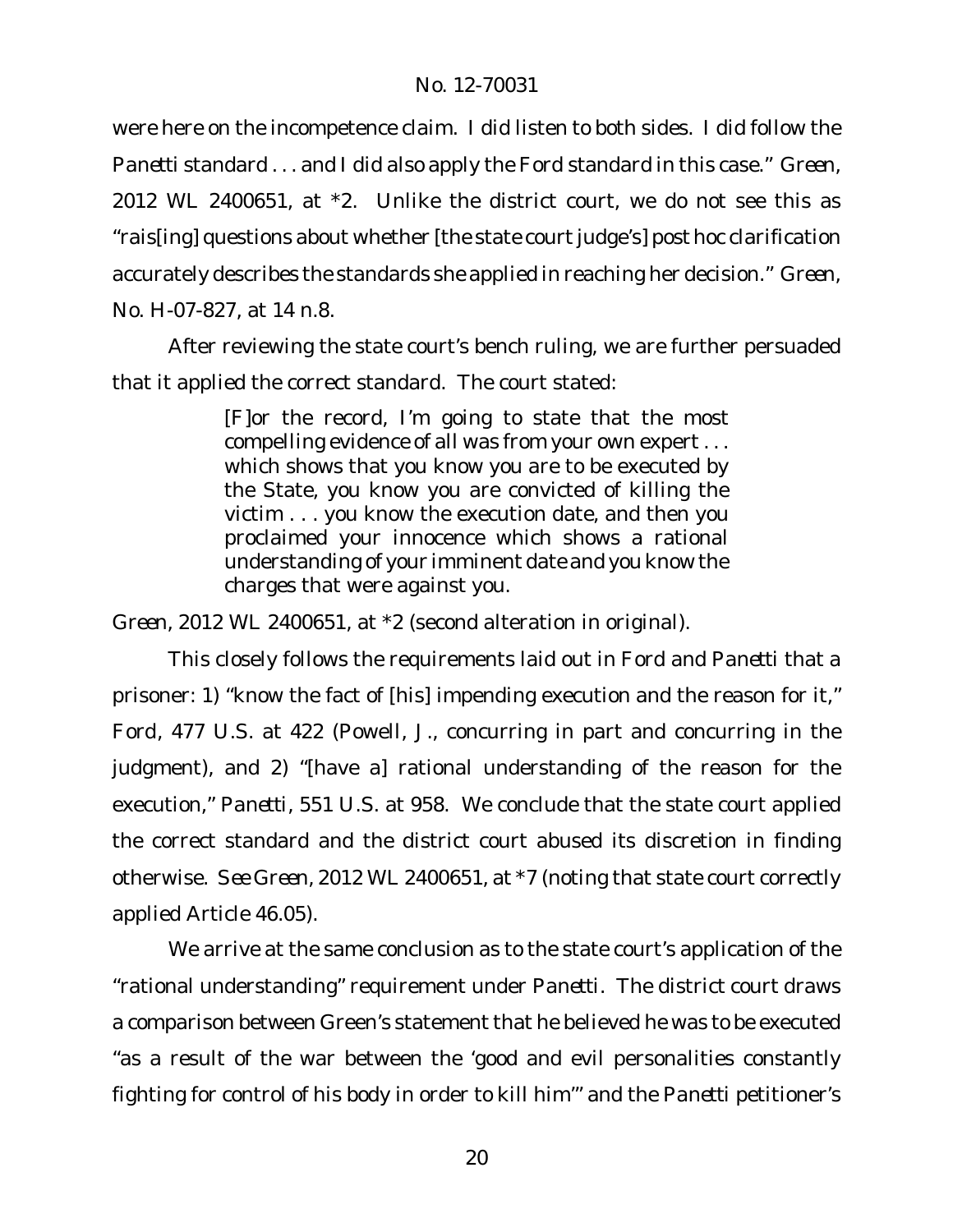were here on the incompetence claim. I did listen to both sides. I did follow the *Panetti* standard . . . and I did also apply the *Ford* standard in this case." *Green*, 2012 WL 2400651, at *2. Unlike the district court, we do not see this as "rais[ing] questions about whether [the state court judge's] post hoc clarification accurately describes the standards she applied in reaching her decision." *Green*, No. H-07-827, at 14 n.8.

After reviewing the state court's bench ruling, we are further persuaded that it applied the correct standard. The court stated:

> [F]or the record, I'm going to state that the most compelling evidence of all was from your own expert . . . which shows that you know you are to be executed by the State, you know you are convicted of killing the victim . . . you know the execution date, and then you proclaimed your innocence which shows a rational understanding of your imminent date and you know the charges that were against you.

*Green*, 2012 WL 2400651, at *2 (second alteration in original).

This closely follows the requirements laid out in *Ford* and *Panetti* that a prisoner: 1) "know the fact of [his] impending execution and the reason for it," *Ford*, 477 U.S. at 422 (Powell, J., concurring in part and concurring in the judgment), and 2) "[have a] rational understanding of the reason for the execution," *Panetti*, 551 U.S. at 958. We conclude that the state court applied the correct standard and the district court abused its discretion in finding otherwise. *See Green*, 2012 WL 2400651, at *7 (noting that state court correctly applied Article 46.05).

We arrive at the same conclusion as to the state court's application of the "rational understanding" requirement under *Panetti*. The district court draws a comparison between Green's statement that he believed he was to be executed "as a result of the war between the 'good and evil personalities constantly fighting for control of his body in order to kill him'" and the *Panetti* petitioner's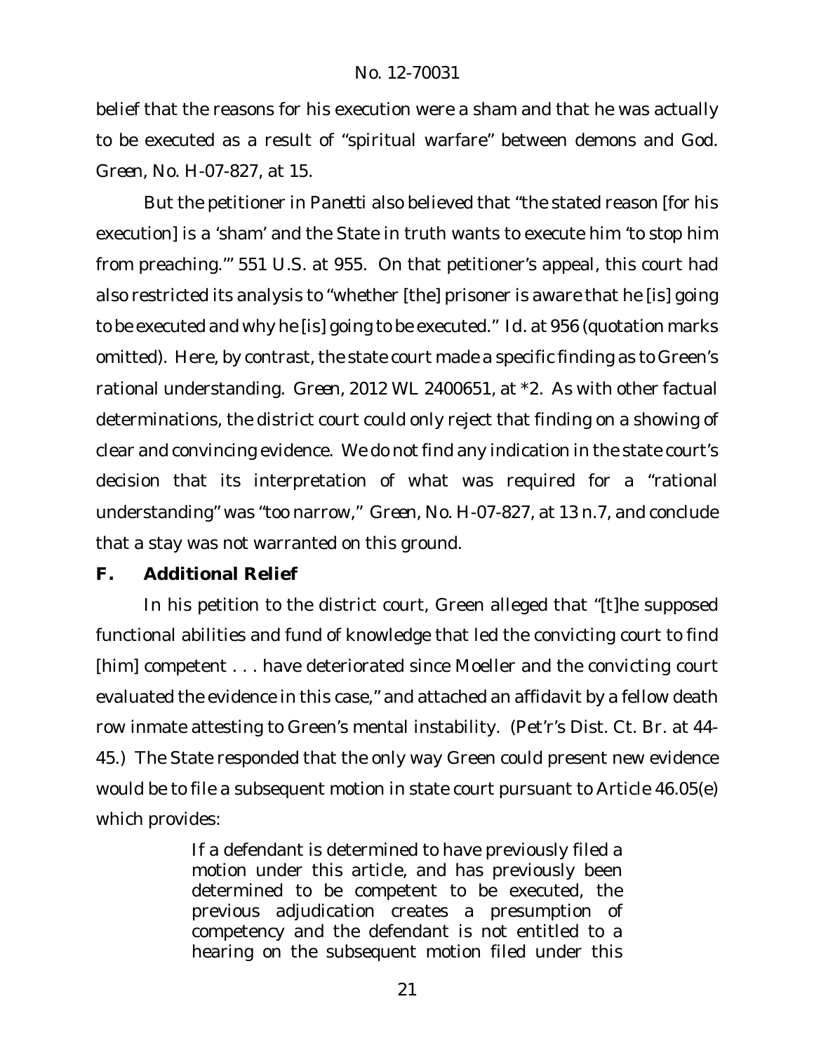belief that the reasons for his execution were a sham and that he was actually to be executed as a result of "spiritual warfare" between demons and God. *Green*, No. H-07-827, at 15.

But the petitioner in *Panetti* also believed that "the stated reason [for his execution] is a 'sham' and the State in truth wants to execute him 'to stop him from preaching.'" 551 U.S. at 955. On that petitioner's appeal, this court had also restricted its analysis to "whether [the] prisoner is aware that he [is] going to be executed and why he [is] going to be executed." *Id.* at 956 (quotation marks omitted). Here, by contrast, the state court made a specific finding as to Green's rational understanding. *Green*, 2012 WL 2400651, at *2. As with other factual determinations, the district court could only reject that finding on a showing of clear and convincing evidence. We do not find any indication in the state court's decision that its interpretation of what was required for a "rational understanding" was "too narrow," *Green*, No. H-07-827, at 13 n.7, and conclude that a stay was not warranted on this ground.

### F. Additional Relief

In his petition to the district court, Green alleged that "[t]he supposed functional abilities and fund of knowledge that led the convicting court to find [him] competent . . . have deteriorated since Moeller and the convicting court evaluated the evidence in this case," and attached an affidavit by a fellow death row inmate attesting to Green's mental instability. (Pet'r's Dist. Ct. Br. at 44-45.) The State responded that the only way Green could present new evidence would be to file a subsequent motion in state court pursuant to Article 46.05(e) which provides:

> If a defendant is determined to have previously filed a motion under this article, and has previously been determined to be competent to be executed, the previous adjudication creates a presumption of competency and the defendant is not entitled to a hearing on the subsequent motion filed under this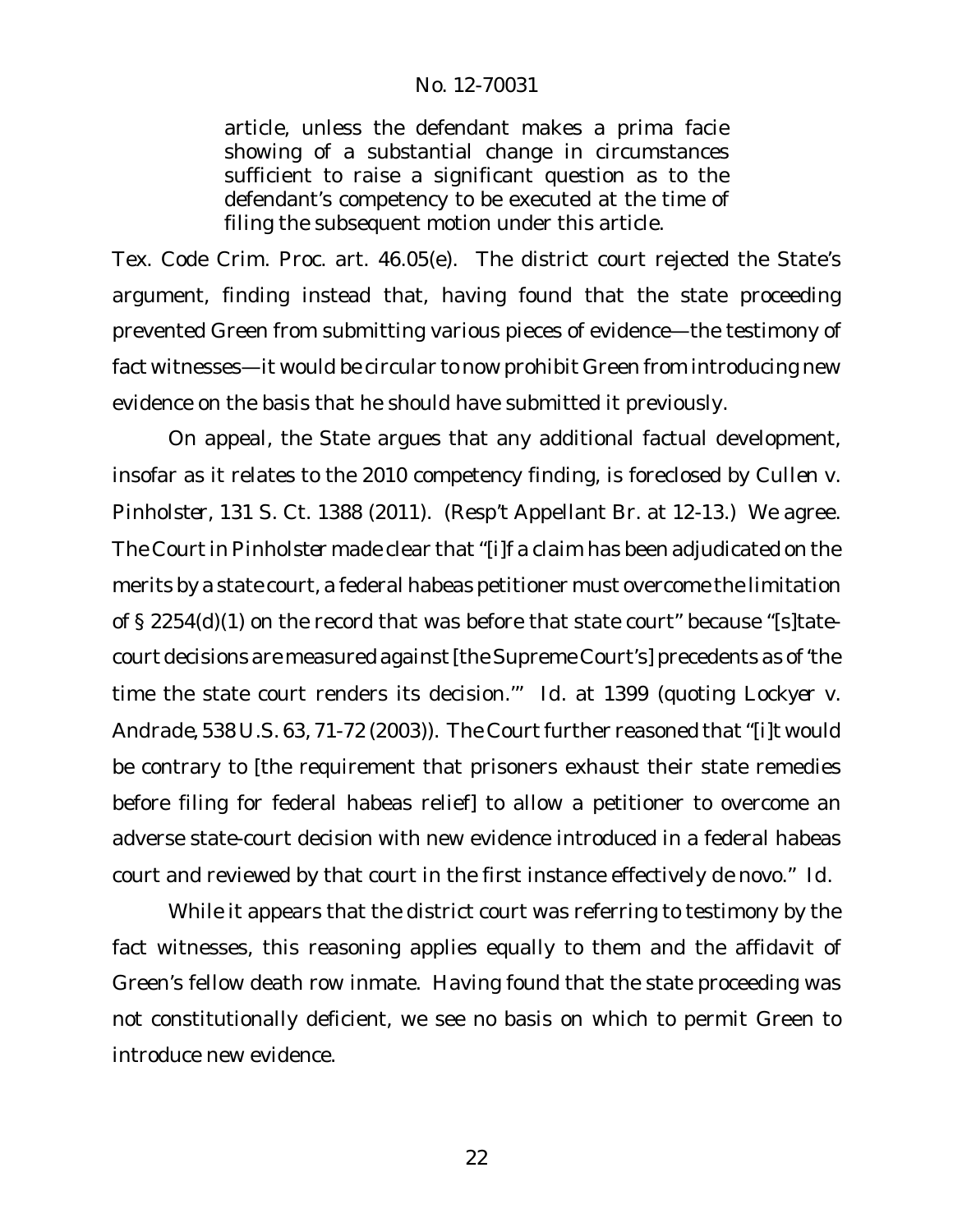> article, unless the defendant makes a prima facie showing of a substantial change in circumstances sufficient to raise a significant question as to the defendant's competency to be executed at the time of filing the subsequent motion under this article.

Tex. Code Crim. Proc. art. 46.05(e). The district court rejected the State's argument, finding instead that, having found that the state proceeding prevented Green from submitting various pieces of evidence—the testimony of fact witnesses—it would be circular to now prohibit Green from introducing new evidence on the basis that he should have submitted it previously.

On appeal, the State argues that any additional factual development, insofar as it relates to the 2010 competency finding, is foreclosed by *Cullen v. Pinholster*, 131 S. Ct. 1388 (2011). (Resp't Appellant Br. at 12-13.) We agree. The Court in *Pinholster* made clear that "[i]f a claim has been adjudicated on the merits by a state court, a federal habeas petitioner must overcome the limitation of § 2254(d)(1) on the record that was before that state court" because "[s]tate-court decisions are measured against [the Supreme Court's] precedents as of 'the time the state court renders its decision.'" *Id.* at 1399 (quoting *Lockyer v. Andrade*, 538 U.S. 63, 71-72 (2003)). The Court further reasoned that "[i]t would be contrary to [the requirement that prisoners exhaust their state remedies before filing for federal habeas relief] to allow a petitioner to overcome an adverse state-court decision with new evidence introduced in a federal habeas court and reviewed by that court in the first instance effectively de novo." *Id.*

While it appears that the district court was referring to testimony by the fact witnesses, this reasoning applies equally to them and the affidavit of Green's fellow death row inmate. Having found that the state proceeding was not constitutionally deficient, we see no basis on which to permit Green to introduce new evidence.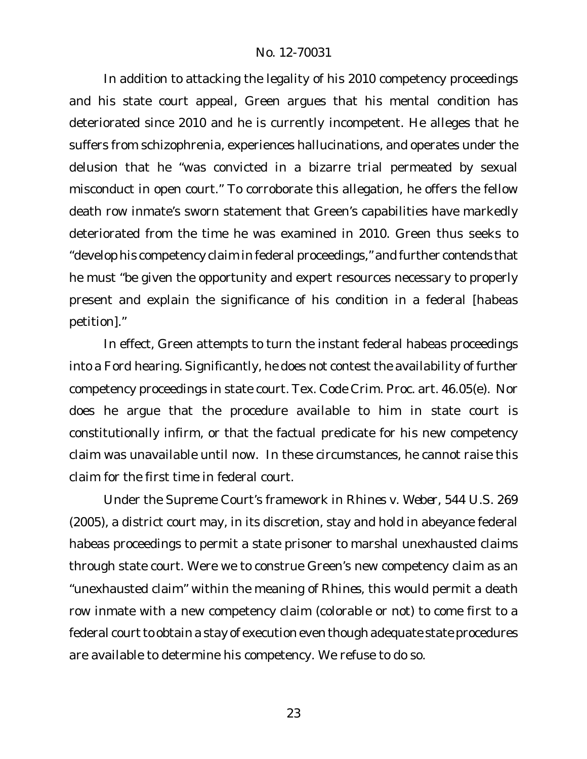In addition to attacking the legality of his 2010 competency proceedings and his state court appeal, Green argues that his mental condition has deteriorated since 2010 and he is currently incompetent. He alleges that he suffers from schizophrenia, experiences hallucinations, and operates under the delusion that he "was convicted in a bizarre trial permeated by sexual misconduct in open court." To corroborate this allegation, he offers the fellow death row inmate's sworn statement that Green's capabilities have markedly deteriorated from the time he was examined in 2010. Green thus seeks to "develop his competency claim in federal proceedings," and further contends that he must "be given the opportunity and expert resources necessary to properly present and explain the significance of his condition in a federal [habeas petition]."

In effect, Green attempts to turn the instant federal habeas proceedings into a *Ford* hearing. Significantly, he does not contest the availability of further competency proceedings in state court. Tex. Code Crim. Proc. art. 46.05(e). Nor does he argue that the procedure available to him in state court is constitutionally infirm, or that the factual predicate for his new competency claim was unavailable until now. In these circumstances, he cannot raise this claim for the first time in federal court.

Under the Supreme Court's framework in *Rhines v. Weber*, 544 U.S. 269 (2005), a district court may, in its discretion, stay and hold in abeyance federal habeas proceedings to permit a state prisoner to marshal unexhausted claims through state court. Were we to construe Green's new competency claim as an "unexhausted claim" within the meaning of *Rhines*, this would permit a death row inmate with a new competency claim (colorable or not) to come first to a federal court to obtain a stay of execution even though adequate state procedures are available to determine his competency. We refuse to do so.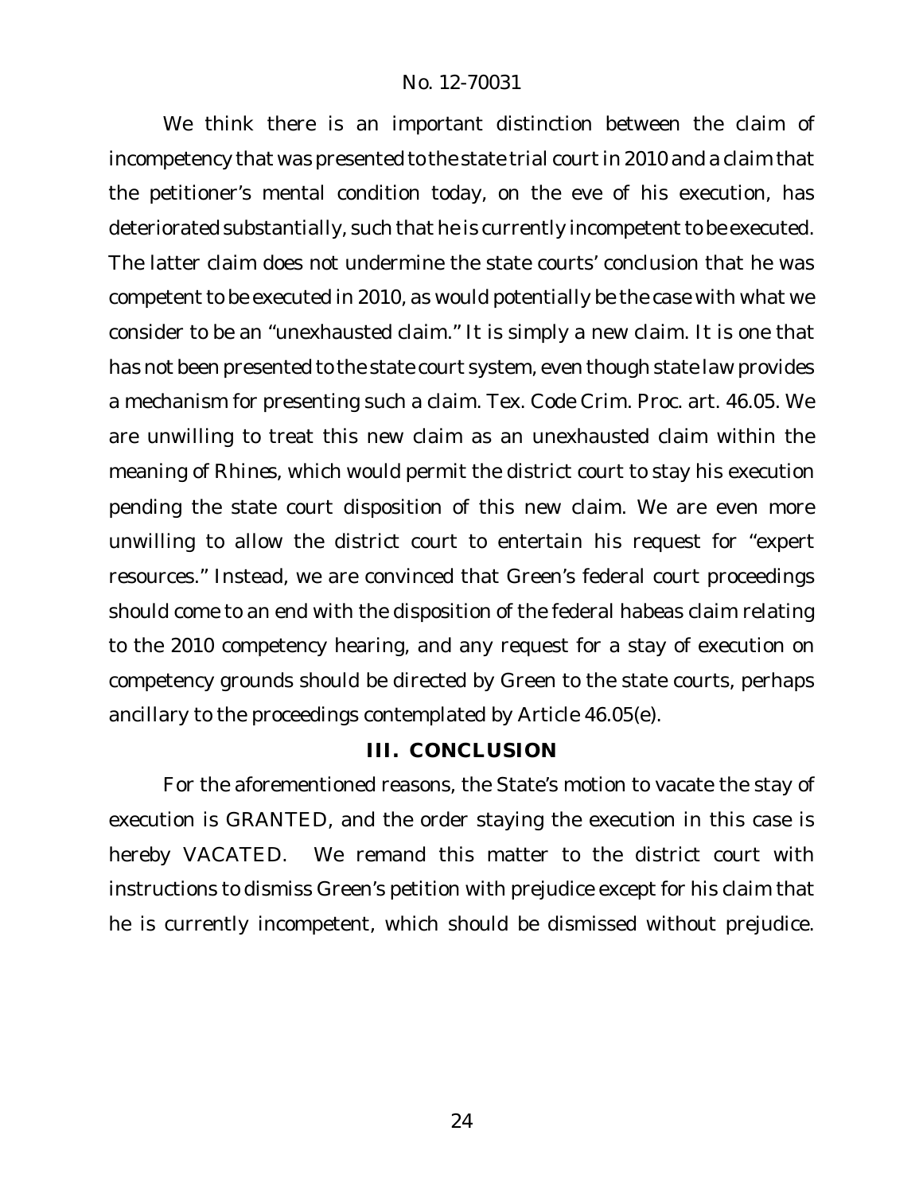We think there is an important distinction between the claim of incompetency that was presented to the state trial court in 2010 and a claim that the petitioner's mental condition today, on the eve of his execution, has deteriorated substantially, such that he is currently incompetent to be executed. The latter claim does not undermine the state courts' conclusion that he was competent to be executed in 2010, as would potentially be the case with what we consider to be an "unexhausted claim." It is simply a new claim. It is one that has not been presented to the state court system, even though state law provides a mechanism for presenting such a claim. Tex. Code Crim. Proc. art. 46.05. We are unwilling to treat this new claim as an unexhausted claim within the meaning of *Rhines*, which would permit the district court to stay his execution pending the state court disposition of this new claim. We are even more unwilling to allow the district court to entertain his request for "expert resources." Instead, we are convinced that Green's federal court proceedings should come to an end with the disposition of the federal habeas claim relating to the 2010 competency hearing, and any request for a stay of execution on competency grounds should be directed by Green to the state courts, perhaps ancillary to the proceedings contemplated by Article 46.05(e).

## III. CONCLUSION

For the aforementioned reasons, the State's motion to vacate the stay of execution is GRANTED, and the order staying the execution in this case is hereby VACATED. We remand this matter to the district court with instructions to dismiss Green's petition with prejudice except for his claim that he is currently incompetent, which should be dismissed without prejudice.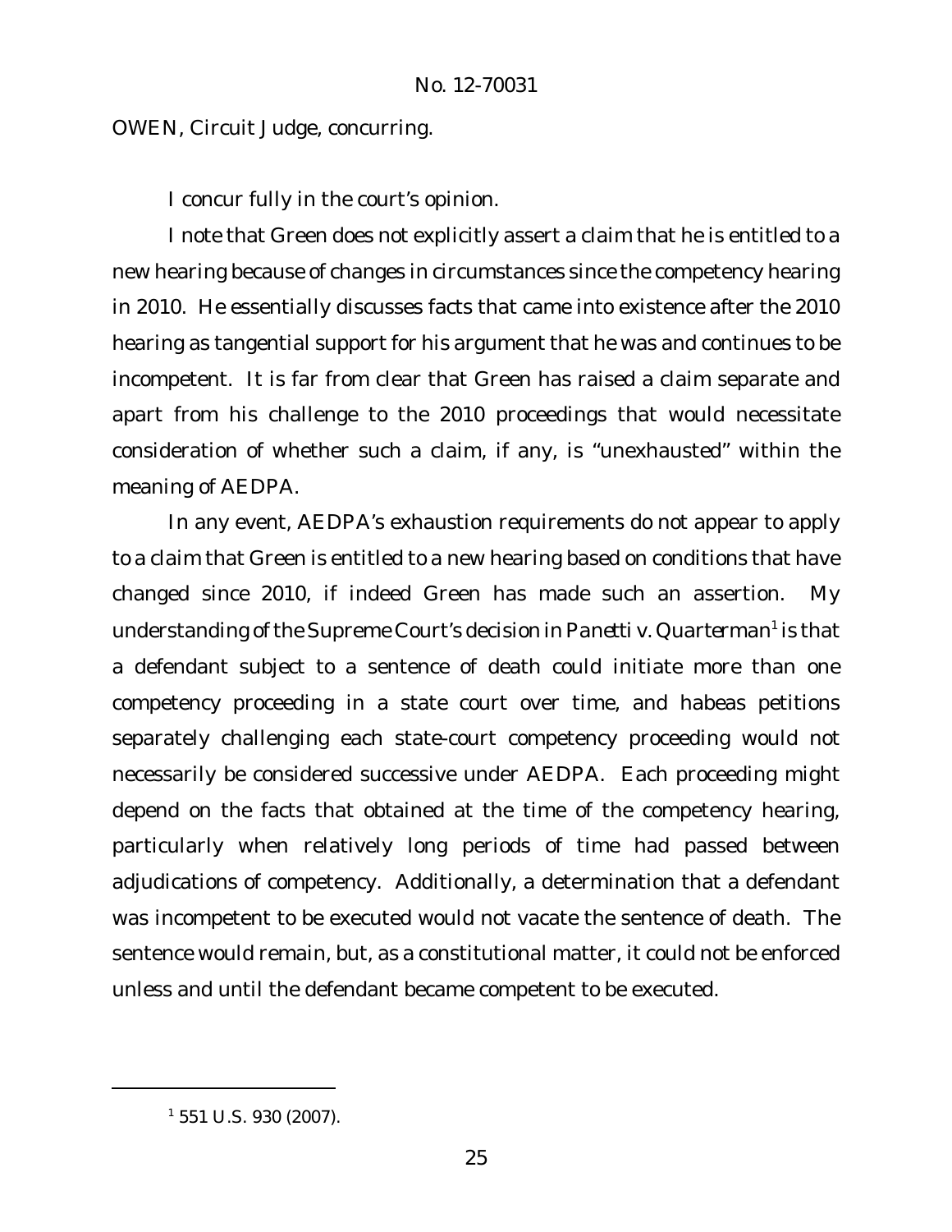OWEN, Circuit Judge, concurring.

I concur fully in the court's opinion.

I note that Green does not explicitly assert a claim that he is entitled to a new hearing because of changes in circumstances since the competency hearing in 2010. He essentially discusses facts that came into existence after the 2010 hearing as tangential support for his argument that he was and continues to be incompetent. It is far from clear that Green has raised a claim separate and apart from his challenge to the 2010 proceedings that would necessitate consideration of whether such a claim, if any, is "unexhausted" within the meaning of AEDPA.

In any event, AEDPA's exhaustion requirements do not appear to apply to a claim that Green is entitled to a new hearing based on conditions that have changed since 2010, if indeed Green has made such an assertion. My understanding of the Supreme Court's decision in *Panetti v. Quarterman*[1] is that a defendant subject to a sentence of death could initiate more than one competency proceeding in a state court over time, and habeas petitions separately challenging each state-court competency proceeding would not necessarily be considered successive under AEDPA. Each proceeding might depend on the facts that obtained at the time of the competency hearing, particularly when relatively long periods of time had passed between adjudications of competency. Additionally, a determination that a defendant was incompetent to be executed would not vacate the sentence of death. The sentence would remain, but, as a constitutional matter, it could not be enforced unless and until the defendant became competent to be executed.

---

[1] 551 U.S. 930 (2007).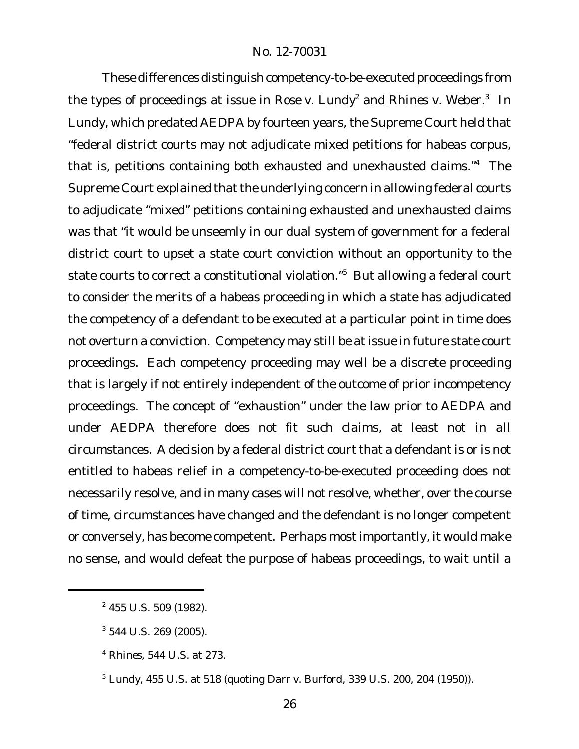These differences distinguish competency-to-be-executed proceedings from the types of proceedings at issue in *Rose v. Lundy*[2] and *Rhines v. Weber*.[3] In *Lundy*, which predated AEDPA by fourteen years, the Supreme Court held that "federal district courts may not adjudicate mixed petitions for habeas corpus, that is, petitions containing both exhausted and unexhausted claims."[4] The Supreme Court explained that the underlying concern in allowing federal courts to adjudicate "mixed" petitions containing exhausted and unexhausted claims was that "it would be unseemly in our dual system of government for a federal district court to upset a state court conviction without an opportunity to the state courts to correct a constitutional violation."[5] But allowing a federal court to consider the merits of a habeas proceeding in which a state has adjudicated the competency of a defendant to be executed at a particular point in time does not overturn a conviction. Competency may still be at issue in future state court proceedings. Each competency proceeding may well be a discrete proceeding that is largely if not entirely independent of the outcome of prior incompetency proceedings. The concept of "exhaustion" under the law prior to AEDPA and under AEDPA therefore does not fit such claims, at least not in all circumstances. A decision by a federal district court that a defendant is or is not entitled to habeas relief in a competency-to-be-executed proceeding does not necessarily resolve, and in many cases will not resolve, whether, over the course of time, circumstances have changed and the defendant is no longer competent or conversely, has become competent. Perhaps most importantly, it would make no sense, and would defeat the purpose of habeas proceedings, to wait until a

---

[2] 455 U.S. 509 (1982).

[3] 544 U.S. 269 (2005).

[4] *Rhines*, 544 U.S. at 273.

[5] *Lundy*, 455 U.S. at 518 (quoting *Darr v. Burford*, 339 U.S. 200, 204 (1950)).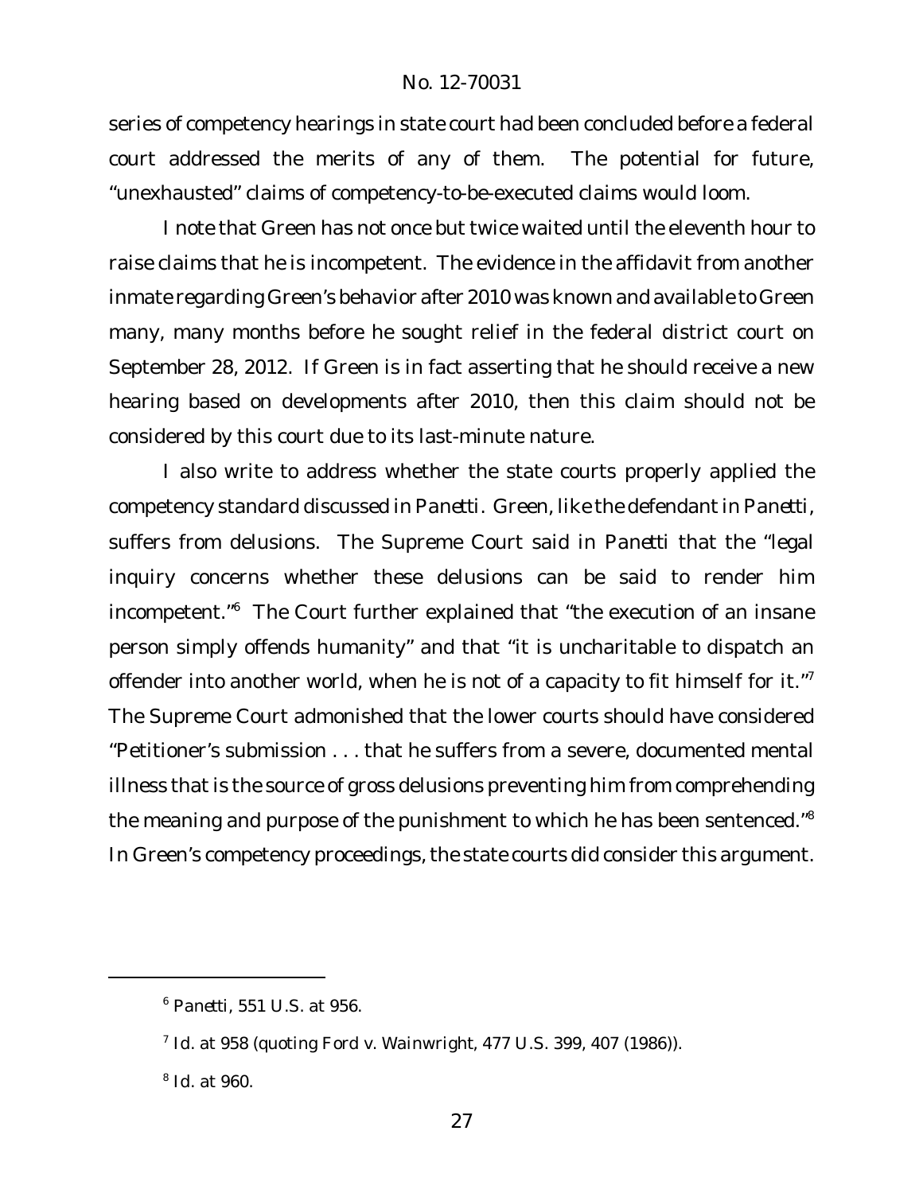series of competency hearings in state court had been concluded before a federal court addressed the merits of any of them. The potential for future, "unexhausted" claims of competency-to-be-executed claims would loom.

I note that Green has not once but twice waited until the eleventh hour to raise claims that he is incompetent. The evidence in the affidavit from another inmate regarding Green's behavior after 2010 was known and available to Green many, many months before he sought relief in the federal district court on September 28, 2012. If Green is in fact asserting that he should receive a new hearing based on developments after 2010, then this claim should not be considered by this court due to its last-minute nature.

I also write to address whether the state courts properly applied the competency standard discussed in *Panetti*. Green, like the defendant in *Panetti*, suffers from delusions. The Supreme Court said in *Panetti* that the "legal inquiry concerns whether these delusions can be said to render him incompetent."[6] The Court further explained that "the execution of an insane person simply offends humanity" and that "it is uncharitable to dispatch an offender into another world, when he is not of a capacity to fit himself for it."[7] The Supreme Court admonished that the lower courts should have considered "Petitioner's submission . . . that he suffers from a severe, documented mental illness that is the source of gross delusions preventing him from comprehending the meaning and purpose of the punishment to which he has been sentenced."[8] In Green's competency proceedings, the state courts did consider this argument.

---

[6] *Panetti*, 551 U.S. at 956.

[7] *Id.* at 958 (quoting *Ford v. Wainwright*, 477 U.S. 399, 407 (1986)).

[8] *Id.* at 960.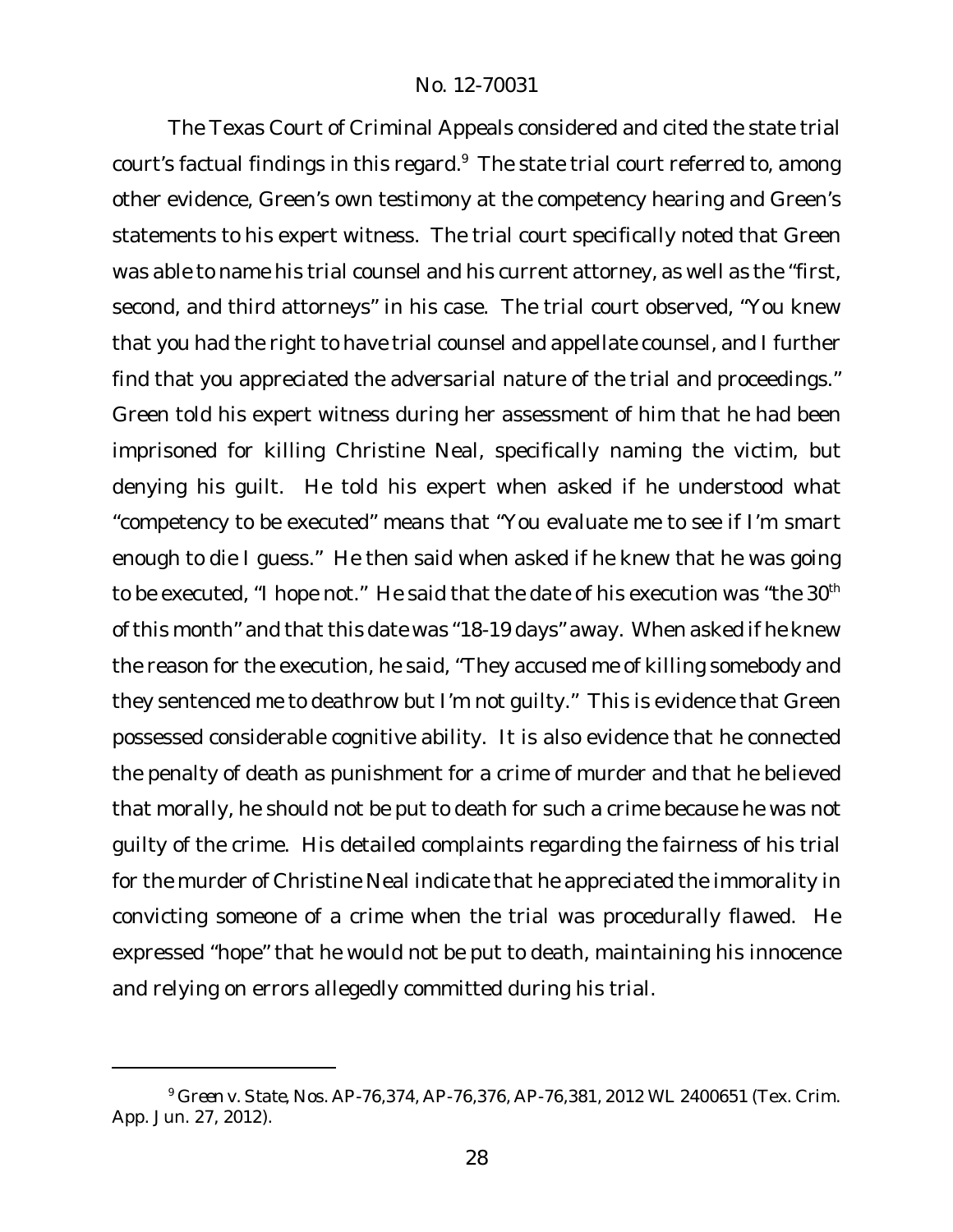The Texas Court of Criminal Appeals considered and cited the state trial court's factual findings in this regard.[9] The state trial court referred to, among other evidence, Green's own testimony at the competency hearing and Green's statements to his expert witness. The trial court specifically noted that Green was able to name his trial counsel and his current attorney, as well as the "first, second, and third attorneys" in his case. The trial court observed, "You knew that you had the right to have trial counsel and appellate counsel, and I further find that you appreciated the adversarial nature of the trial and proceedings." Green told his expert witness during her assessment of him that he had been imprisoned for killing Christine Neal, specifically naming the victim, but denying his guilt. He told his expert when asked if he understood what "competency to be executed" means that "You evaluate me to see if I'm smart enough to die I guess." He then said when asked if he knew that he was going to be executed, "I hope not." He said that the date of his execution was "the 30th of this month" and that this date was "18-19 days" away. When asked if he knew the reason for the execution, he said, "They accused me of killing somebody and they sentenced me to deathrow but I'm not guilty." This is evidence that Green possessed considerable cognitive ability. It is also evidence that he connected the penalty of death as punishment for a crime of murder and that he believed that morally, he should not be put to death for such a crime because he was not guilty of the crime. His detailed complaints regarding the fairness of his trial for the murder of Christine Neal indicate that he appreciated the immorality in convicting someone of a crime when the trial was procedurally flawed. He expressed "hope" that he would not be put to death, maintaining his innocence and relying on errors allegedly committed during his trial.

---

[9] *Green v. State*, Nos. AP-76,374, AP-76,376, AP-76,381, 2012 WL 2400651 (Tex. Crim. App. Jun. 27, 2012).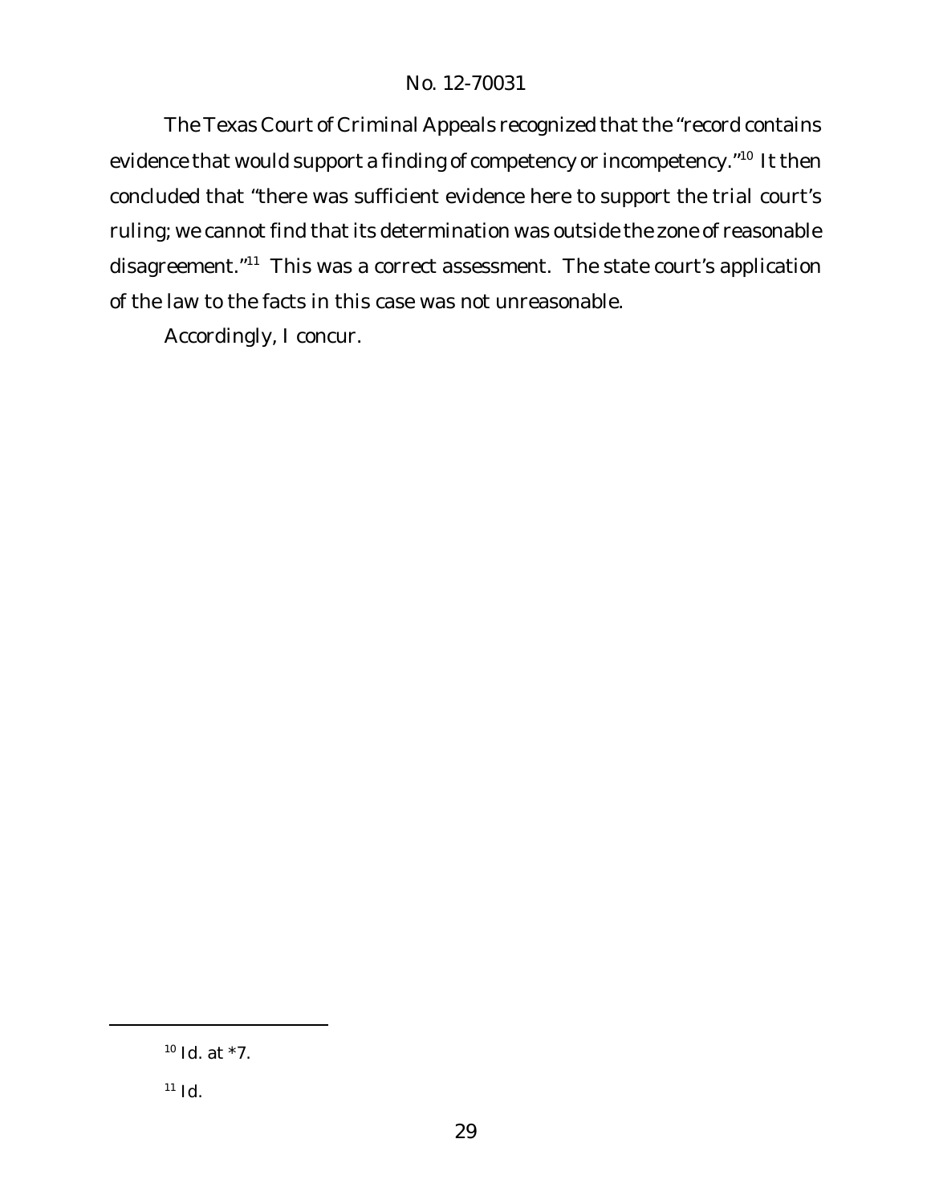The Texas Court of Criminal Appeals recognized that the "record contains evidence that would support a finding of competency or incompetency."[10] It then concluded that "there was sufficient evidence here to support the trial court's ruling; we cannot find that its determination was outside the zone of reasonable disagreement."[11] This was a correct assessment. The state court's application of the law to the facts in this case was not unreasonable.

Accordingly, I concur.

---

[10] *Id.* at *7.

[11] *Id.*